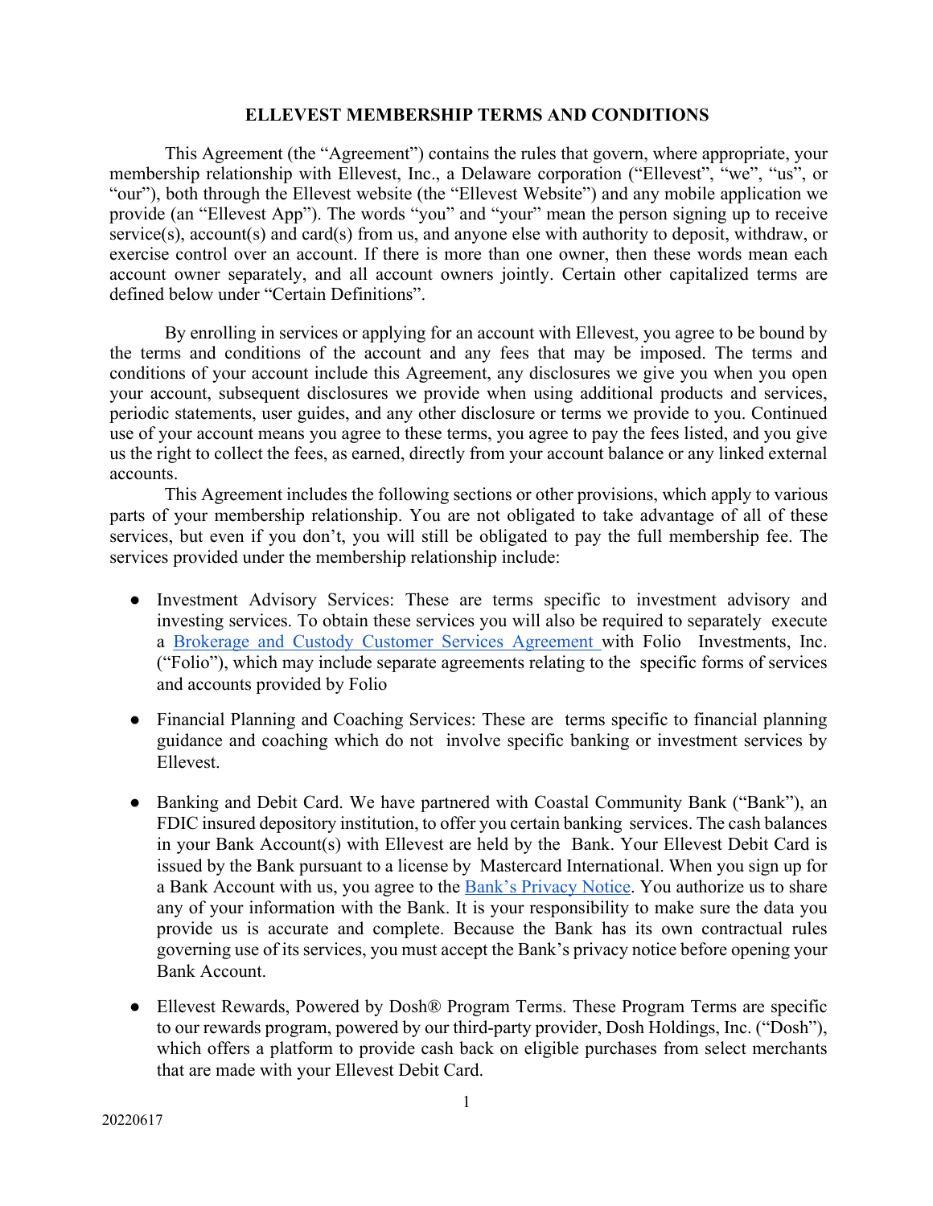# ELLEVEST MEMBERSHIP TERMS AND CONDITIONS

This Agreement (the "Agreement") contains the rules that govern, where appropriate, your membership relationship with Ellevest, Inc., a Delaware corporation ("Ellevest", "we", "us", or "our"), both through the Ellevest website (the "Ellevest Website") and any mobile application we provide (an "Ellevest App"). The words "you" and "your" mean the person signing up to receive service(s), account(s) and card(s) from us, and anyone else with authority to deposit, withdraw, or exercise control over an account. If there is more than one owner, then these words mean each account owner separately, and all account owners jointly. Certain other capitalized terms are defined below under "Certain Definitions".

By enrolling in services or applying for an account with Ellevest, you agree to be bound by the terms and conditions of the account and any fees that may be imposed. The terms and conditions of your account include this Agreement, any disclosures we give you when you open your account, subsequent disclosures we provide when using additional products and services, periodic statements, user guides, and any other disclosure or terms we provide to you. Continued use of your account means you agree to these terms, you agree to pay the fees listed, and you give us the right to collect the fees, as earned, directly from your account balance or any linked external accounts.

This Agreement includes the following sections or other provisions, which apply to various parts of your membership relationship. You are not obligated to take advantage of all of these services, but even if you don't, you will still be obligated to pay the full membership fee. The services provided under the membership relationship include:

- Investment Advisory Services: These are terms specific to investment advisory and investing services. To obtain these services you will also be required to separately execute a [Brokerage and Custody Customer Services Agreement](#) with Folio Investments, Inc. ("Folio"), which may include separate agreements relating to the specific forms of services and accounts provided by Folio
- Financial Planning and Coaching Services: These are terms specific to financial planning guidance and coaching which do not involve specific banking or investment services by Ellevest.
- Banking and Debit Card. We have partnered with Coastal Community Bank ("Bank"), an FDIC insured depository institution, to offer you certain banking services. The cash balances in your Bank Account(s) with Ellevest are held by the Bank. Your Ellevest Debit Card is issued by the Bank pursuant to a license by Mastercard International. When you sign up for a Bank Account with us, you agree to the [Bank's Privacy Notice](#). You authorize us to share any of your information with the Bank. It is your responsibility to make sure the data you provide us is accurate and complete. Because the Bank has its own contractual rules governing use of its services, you must accept the Bank's privacy notice before opening your Bank Account.
- Ellevest Rewards, Powered by Dosh® Program Terms. These Program Terms are specific to our rewards program, powered by our third-party provider, Dosh Holdings, Inc. ("Dosh"), which offers a platform to provide cash back on eligible purchases from select merchants that are made with your Ellevest Debit Card.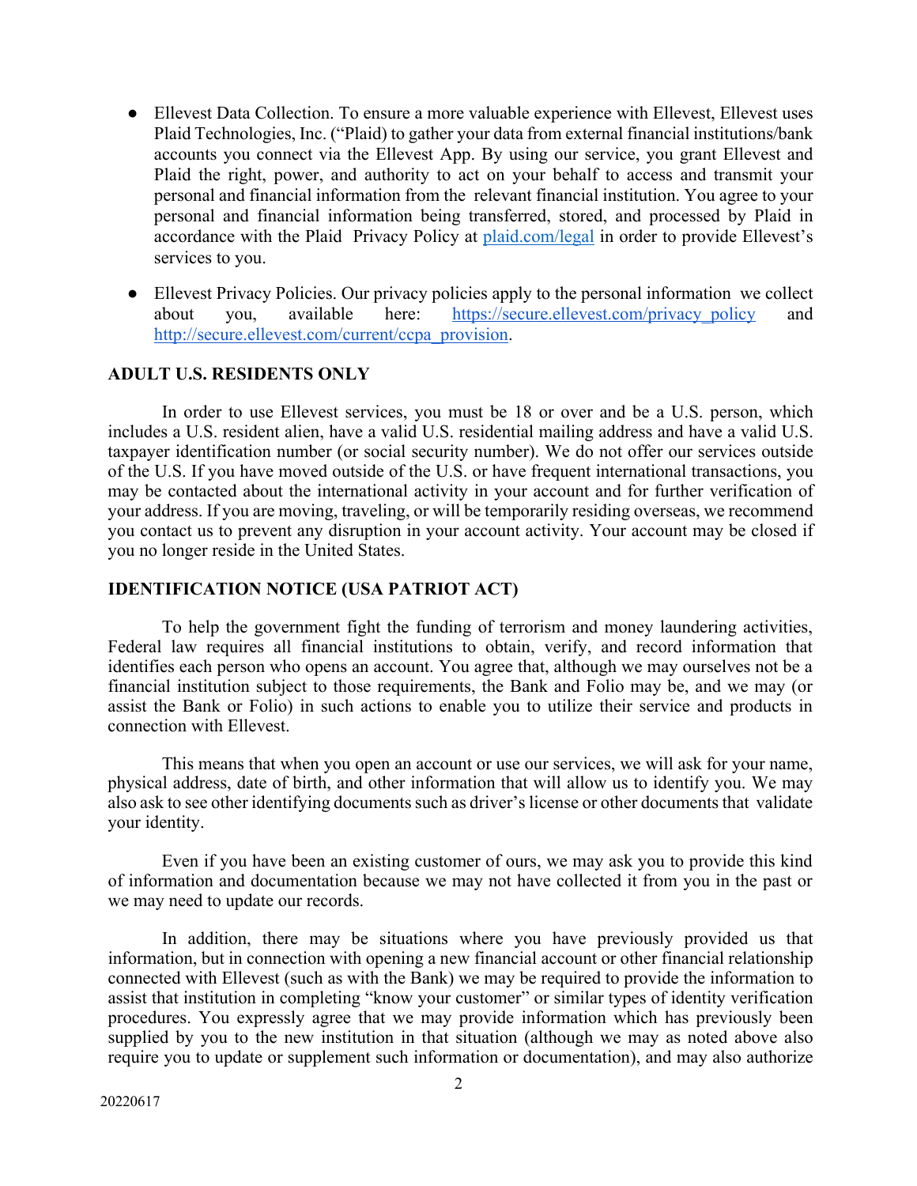- Ellevest Data Collection. To ensure a more valuable experience with Ellevest, Ellevest uses Plaid Technologies, Inc. ("Plaid) to gather your data from external financial institutions/bank accounts you connect via the Ellevest App. By using our service, you grant Ellevest and Plaid the right, power, and authority to act on your behalf to access and transmit your personal and financial information from the relevant financial institution. You agree to your personal and financial information being transferred, stored, and processed by Plaid in accordance with the Plaid Privacy Policy at [plaid.com/legal](plaid.com/legal) in order to provide Ellevest's services to you.

- Ellevest Privacy Policies. Our privacy policies apply to the personal information we collect about you, available here: [https://secure.ellevest.com/privacy_policy](https://secure.ellevest.com/privacy_policy) and [http://secure.ellevest.com/current/ccpa_provision](http://secure.ellevest.com/current/ccpa_provision).

## ADULT U.S. RESIDENTS ONLY

In order to use Ellevest services, you must be 18 or over and be a U.S. person, which includes a U.S. resident alien, have a valid U.S. residential mailing address and have a valid U.S. taxpayer identification number (or social security number). We do not offer our services outside of the U.S. If you have moved outside of the U.S. or have frequent international transactions, you may be contacted about the international activity in your account and for further verification of your address. If you are moving, traveling, or will be temporarily residing overseas, we recommend you contact us to prevent any disruption in your account activity. Your account may be closed if you no longer reside in the United States.

## IDENTIFICATION NOTICE (USA PATRIOT ACT)

To help the government fight the funding of terrorism and money laundering activities, Federal law requires all financial institutions to obtain, verify, and record information that identifies each person who opens an account. You agree that, although we may ourselves not be a financial institution subject to those requirements, the Bank and Folio may be, and we may (or assist the Bank or Folio) in such actions to enable you to utilize their service and products in connection with Ellevest.

This means that when you open an account or use our services, we will ask for your name, physical address, date of birth, and other information that will allow us to identify you. We may also ask to see other identifying documents such as driver's license or other documents that validate your identity.

Even if you have been an existing customer of ours, we may ask you to provide this kind of information and documentation because we may not have collected it from you in the past or we may need to update our records.

In addition, there may be situations where you have previously provided us that information, but in connection with opening a new financial account or other financial relationship connected with Ellevest (such as with the Bank) we may be required to provide the information to assist that institution in completing "know your customer" or similar types of identity verification procedures. You expressly agree that we may provide information which has previously been supplied by you to the new institution in that situation (although we may as noted above also require you to update or supplement such information or documentation), and may also authorize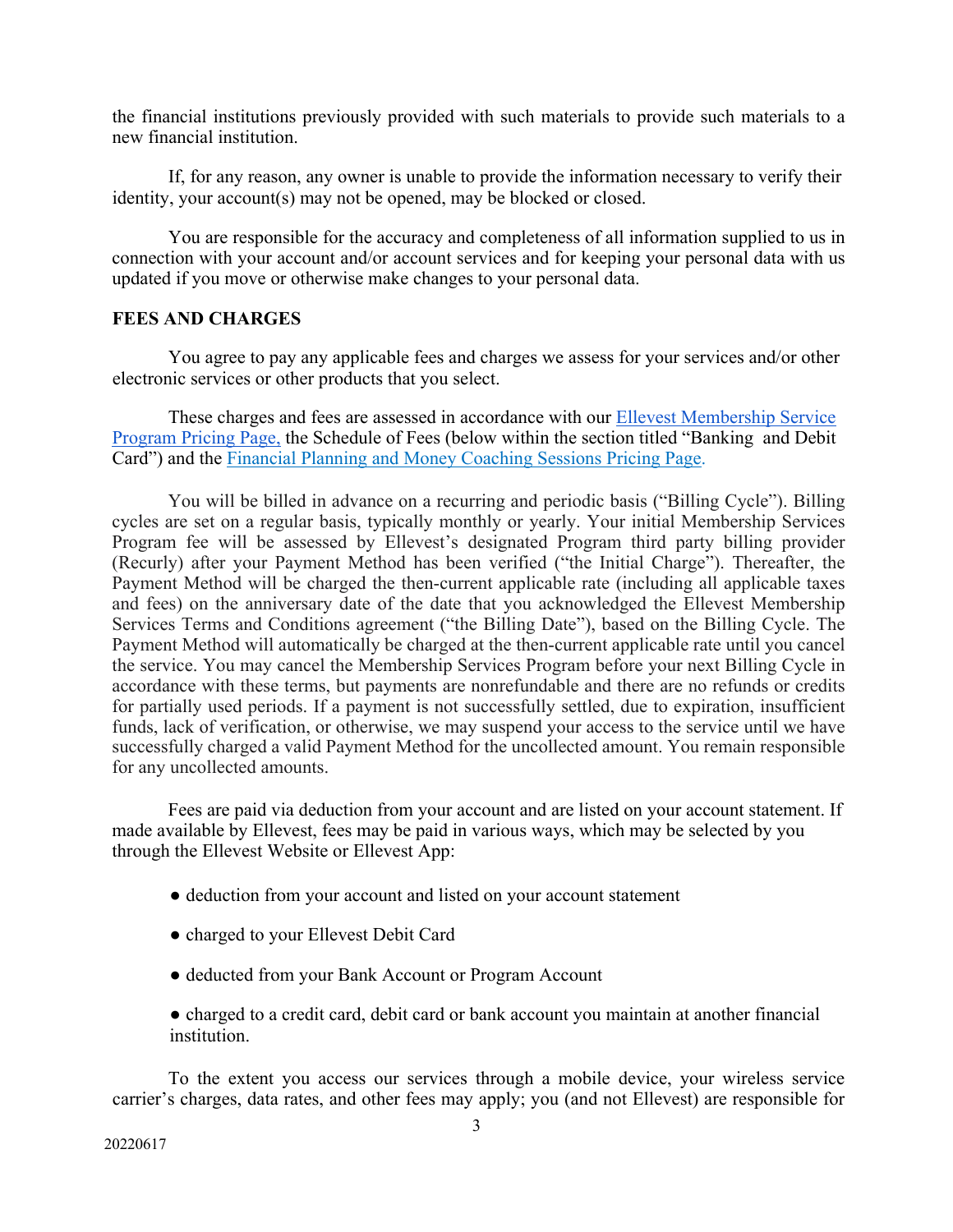the financial institutions previously provided with such materials to provide such materials to a new financial institution.

If, for any reason, any owner is unable to provide the information necessary to verify their identity, your account(s) may not be opened, may be blocked or closed.

You are responsible for the accuracy and completeness of all information supplied to us in connection with your account and/or account services and for keeping your personal data with us updated if you move or otherwise make changes to your personal data.

**FEES AND CHARGES**

You agree to pay any applicable fees and charges we assess for your services and/or other electronic services or other products that you select.

These charges and fees are assessed in accordance with our Ellevest Membership Service Program Pricing Page, the Schedule of Fees (below within the section titled "Banking and Debit Card") and the Financial Planning and Money Coaching Sessions Pricing Page.

You will be billed in advance on a recurring and periodic basis ("Billing Cycle"). Billing cycles are set on a regular basis, typically monthly or yearly. Your initial Membership Services Program fee will be assessed by Ellevest's designated Program third party billing provider (Recurly) after your Payment Method has been verified ("the Initial Charge"). Thereafter, the Payment Method will be charged the then-current applicable rate (including all applicable taxes and fees) on the anniversary date of the date that you acknowledged the Ellevest Membership Services Terms and Conditions agreement ("the Billing Date"), based on the Billing Cycle. The Payment Method will automatically be charged at the then-current applicable rate until you cancel the service. You may cancel the Membership Services Program before your next Billing Cycle in accordance with these terms, but payments are nonrefundable and there are no refunds or credits for partially used periods. If a payment is not successfully settled, due to expiration, insufficient funds, lack of verification, or otherwise, we may suspend your access to the service until we have successfully charged a valid Payment Method for the uncollected amount. You remain responsible for any uncollected amounts.

Fees are paid via deduction from your account and are listed on your account statement. If made available by Ellevest, fees may be paid in various ways, which may be selected by you through the Ellevest Website or Ellevest App:

- deduction from your account and listed on your account statement
- charged to your Ellevest Debit Card
- deducted from your Bank Account or Program Account
- charged to a credit card, debit card or bank account you maintain at another financial institution.

To the extent you access our services through a mobile device, your wireless service carrier's charges, data rates, and other fees may apply; you (and not Ellevest) are responsible for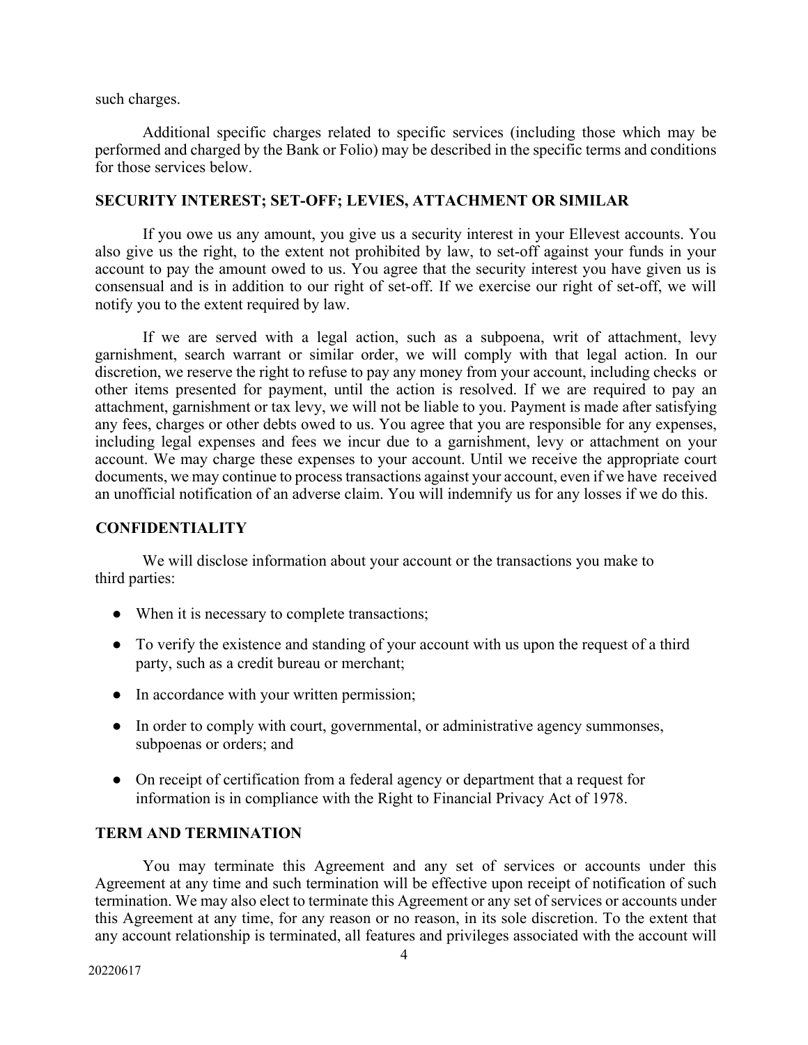such charges.

Additional specific charges related to specific services (including those which may be performed and charged by the Bank or Folio) may be described in the specific terms and conditions for those services below.

## SECURITY INTEREST; SET-OFF; LEVIES, ATTACHMENT OR SIMILAR

If you owe us any amount, you give us a security interest in your Ellevest accounts. You also give us the right, to the extent not prohibited by law, to set-off against your funds in your account to pay the amount owed to us. You agree that the security interest you have given us is consensual and is in addition to our right of set-off. If we exercise our right of set-off, we will notify you to the extent required by law.

If we are served with a legal action, such as a subpoena, writ of attachment, levy garnishment, search warrant or similar order, we will comply with that legal action. In our discretion, we reserve the right to refuse to pay any money from your account, including checks or other items presented for payment, until the action is resolved. If we are required to pay an attachment, garnishment or tax levy, we will not be liable to you. Payment is made after satisfying any fees, charges or other debts owed to us. You agree that you are responsible for any expenses, including legal expenses and fees we incur due to a garnishment, levy or attachment on your account. We may charge these expenses to your account. Until we receive the appropriate court documents, we may continue to process transactions against your account, even if we have received an unofficial notification of an adverse claim. You will indemnify us for any losses if we do this.

## CONFIDENTIALITY

We will disclose information about your account or the transactions you make to third parties:

- When it is necessary to complete transactions;
- To verify the existence and standing of your account with us upon the request of a third party, such as a credit bureau or merchant;
- In accordance with your written permission;
- In order to comply with court, governmental, or administrative agency summonses, subpoenas or orders; and
- On receipt of certification from a federal agency or department that a request for information is in compliance with the Right to Financial Privacy Act of 1978.

## TERM AND TERMINATION

You may terminate this Agreement and any set of services or accounts under this Agreement at any time and such termination will be effective upon receipt of notification of such termination. We may also elect to terminate this Agreement or any set of services or accounts under this Agreement at any time, for any reason or no reason, in its sole discretion. To the extent that any account relationship is terminated, all features and privileges associated with the account will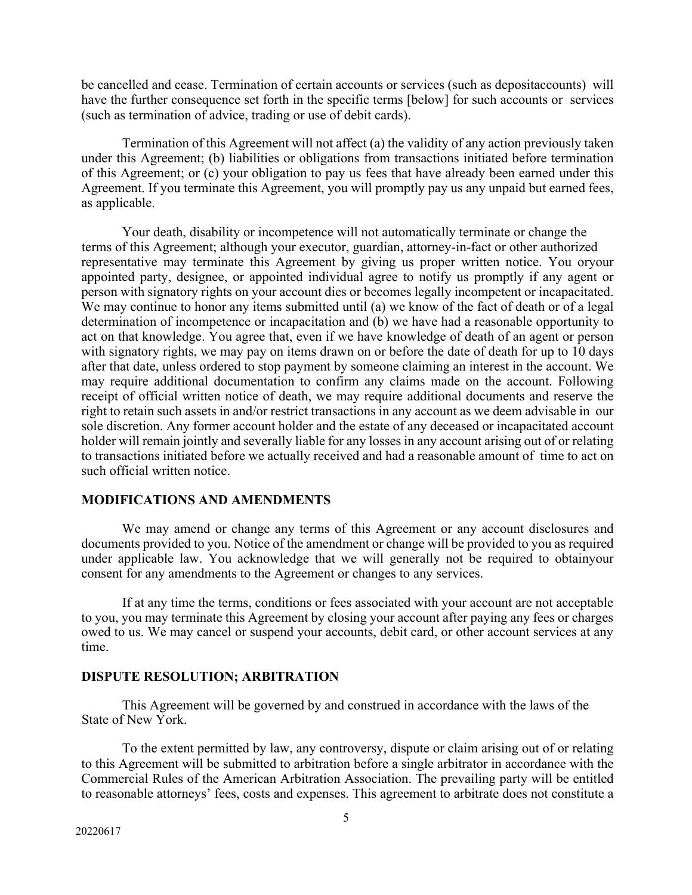be cancelled and cease. Termination of certain accounts or services (such as depositaccounts) will have the further consequence set forth in the specific terms [below] for such accounts or services (such as termination of advice, trading or use of debit cards).

Termination of this Agreement will not affect (a) the validity of any action previously taken under this Agreement; (b) liabilities or obligations from transactions initiated before termination of this Agreement; or (c) your obligation to pay us fees that have already been earned under this Agreement. If you terminate this Agreement, you will promptly pay us any unpaid but earned fees, as applicable.

Your death, disability or incompetence will not automatically terminate or change the terms of this Agreement; although your executor, guardian, attorney-in-fact or other authorized representative may terminate this Agreement by giving us proper written notice. You oryour appointed party, designee, or appointed individual agree to notify us promptly if any agent or person with signatory rights on your account dies or becomes legally incompetent or incapacitated. We may continue to honor any items submitted until (a) we know of the fact of death or of a legal determination of incompetence or incapacitation and (b) we have had a reasonable opportunity to act on that knowledge. You agree that, even if we have knowledge of death of an agent or person with signatory rights, we may pay on items drawn on or before the date of death for up to 10 days after that date, unless ordered to stop payment by someone claiming an interest in the account. We may require additional documentation to confirm any claims made on the account. Following receipt of official written notice of death, we may require additional documents and reserve the right to retain such assets in and/or restrict transactions in any account as we deem advisable in our sole discretion. Any former account holder and the estate of any deceased or incapacitated account holder will remain jointly and severally liable for any losses in any account arising out of or relating to transactions initiated before we actually received and had a reasonable amount of time to act on such official written notice.

**MODIFICATIONS AND AMENDMENTS**

We may amend or change any terms of this Agreement or any account disclosures and documents provided to you. Notice of the amendment or change will be provided to you as required under applicable law. You acknowledge that we will generally not be required to obtainyour consent for any amendments to the Agreement or changes to any services.

If at any time the terms, conditions or fees associated with your account are not acceptable to you, you may terminate this Agreement by closing your account after paying any fees or charges owed to us. We may cancel or suspend your accounts, debit card, or other account services at any time.

**DISPUTE RESOLUTION; ARBITRATION**

This Agreement will be governed by and construed in accordance with the laws of the State of New York.

To the extent permitted by law, any controversy, dispute or claim arising out of or relating to this Agreement will be submitted to arbitration before a single arbitrator in accordance with the Commercial Rules of the American Arbitration Association. The prevailing party will be entitled to reasonable attorneys' fees, costs and expenses. This agreement to arbitrate does not constitute a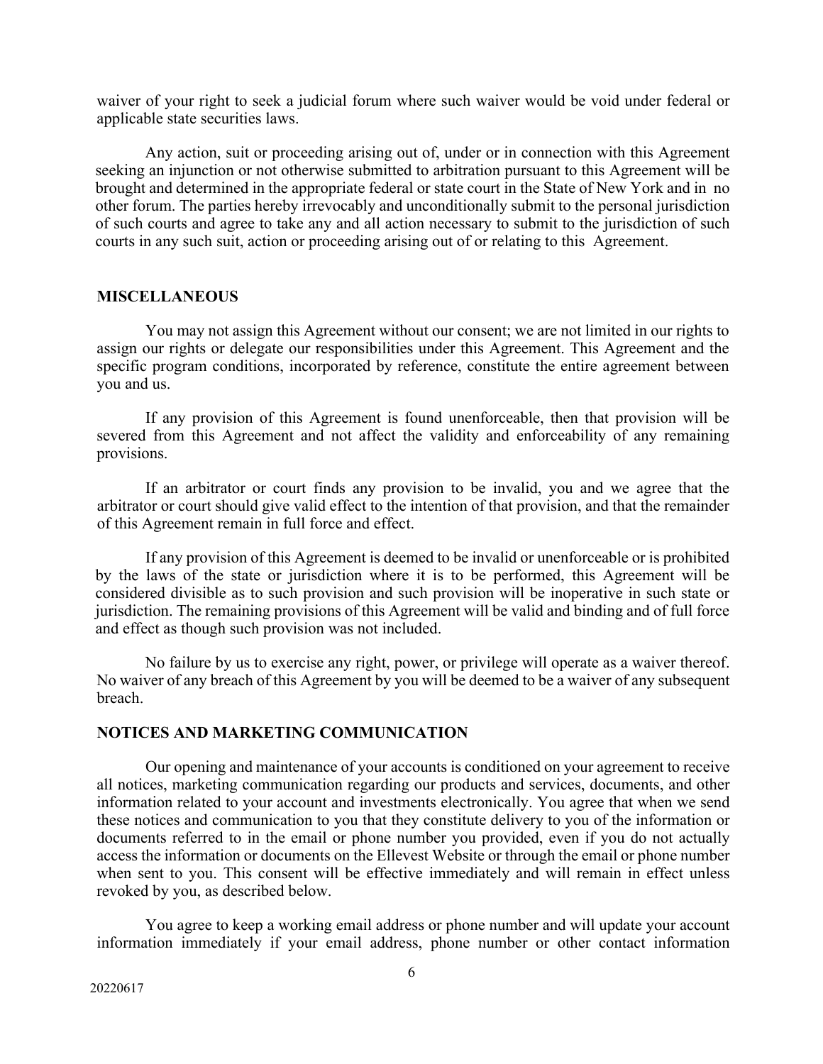waiver of your right to seek a judicial forum where such waiver would be void under federal or applicable state securities laws.

Any action, suit or proceeding arising out of, under or in connection with this Agreement seeking an injunction or not otherwise submitted to arbitration pursuant to this Agreement will be brought and determined in the appropriate federal or state court in the State of New York and in no other forum. The parties hereby irrevocably and unconditionally submit to the personal jurisdiction of such courts and agree to take any and all action necessary to submit to the jurisdiction of such courts in any such suit, action or proceeding arising out of or relating to this Agreement.

**MISCELLANEOUS**

You may not assign this Agreement without our consent; we are not limited in our rights to assign our rights or delegate our responsibilities under this Agreement. This Agreement and the specific program conditions, incorporated by reference, constitute the entire agreement between you and us.

If any provision of this Agreement is found unenforceable, then that provision will be severed from this Agreement and not affect the validity and enforceability of any remaining provisions.

If an arbitrator or court finds any provision to be invalid, you and we agree that the arbitrator or court should give valid effect to the intention of that provision, and that the remainder of this Agreement remain in full force and effect.

If any provision of this Agreement is deemed to be invalid or unenforceable or is prohibited by the laws of the state or jurisdiction where it is to be performed, this Agreement will be considered divisible as to such provision and such provision will be inoperative in such state or jurisdiction. The remaining provisions of this Agreement will be valid and binding and of full force and effect as though such provision was not included.

No failure by us to exercise any right, power, or privilege will operate as a waiver thereof. No waiver of any breach of this Agreement by you will be deemed to be a waiver of any subsequent breach.

**NOTICES AND MARKETING COMMUNICATION**

Our opening and maintenance of your accounts is conditioned on your agreement to receive all notices, marketing communication regarding our products and services, documents, and other information related to your account and investments electronically. You agree that when we send these notices and communication to you that they constitute delivery to you of the information or documents referred to in the email or phone number you provided, even if you do not actually access the information or documents on the Ellevest Website or through the email or phone number when sent to you. This consent will be effective immediately and will remain in effect unless revoked by you, as described below.

You agree to keep a working email address or phone number and will update your account information immediately if your email address, phone number or other contact information

20220617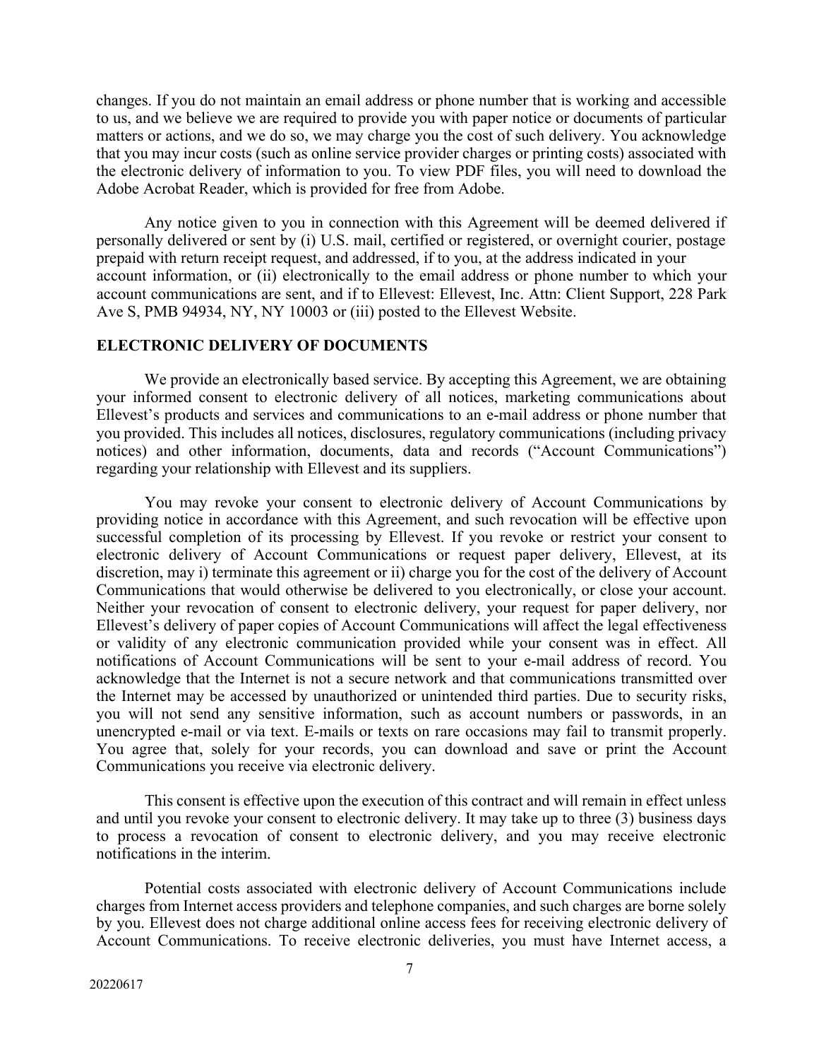changes. If you do not maintain an email address or phone number that is working and accessible to us, and we believe we are required to provide you with paper notice or documents of particular matters or actions, and we do so, we may charge you the cost of such delivery. You acknowledge that you may incur costs (such as online service provider charges or printing costs) associated with the electronic delivery of information to you. To view PDF files, you will need to download the Adobe Acrobat Reader, which is provided for free from Adobe.

Any notice given to you in connection with this Agreement will be deemed delivered if personally delivered or sent by (i) U.S. mail, certified or registered, or overnight courier, postage prepaid with return receipt request, and addressed, if to you, at the address indicated in your account information, or (ii) electronically to the email address or phone number to which your account communications are sent, and if to Ellevest: Ellevest, Inc. Attn: Client Support, 228 Park Ave S, PMB 94934, NY, NY 10003 or (iii) posted to the Ellevest Website.

## ELECTRONIC DELIVERY OF DOCUMENTS

We provide an electronically based service. By accepting this Agreement, we are obtaining your informed consent to electronic delivery of all notices, marketing communications about Ellevest's products and services and communications to an e-mail address or phone number that you provided. This includes all notices, disclosures, regulatory communications (including privacy notices) and other information, documents, data and records ("Account Communications") regarding your relationship with Ellevest and its suppliers.

You may revoke your consent to electronic delivery of Account Communications by providing notice in accordance with this Agreement, and such revocation will be effective upon successful completion of its processing by Ellevest. If you revoke or restrict your consent to electronic delivery of Account Communications or request paper delivery, Ellevest, at its discretion, may i) terminate this agreement or ii) charge you for the cost of the delivery of Account Communications that would otherwise be delivered to you electronically, or close your account. Neither your revocation of consent to electronic delivery, your request for paper delivery, nor Ellevest's delivery of paper copies of Account Communications will affect the legal effectiveness or validity of any electronic communication provided while your consent was in effect. All notifications of Account Communications will be sent to your e-mail address of record. You acknowledge that the Internet is not a secure network and that communications transmitted over the Internet may be accessed by unauthorized or unintended third parties. Due to security risks, you will not send any sensitive information, such as account numbers or passwords, in an unencrypted e-mail or via text. E-mails or texts on rare occasions may fail to transmit properly. You agree that, solely for your records, you can download and save or print the Account Communications you receive via electronic delivery.

This consent is effective upon the execution of this contract and will remain in effect unless and until you revoke your consent to electronic delivery. It may take up to three (3) business days to process a revocation of consent to electronic delivery, and you may receive electronic notifications in the interim.

Potential costs associated with electronic delivery of Account Communications include charges from Internet access providers and telephone companies, and such charges are borne solely by you. Ellevest does not charge additional online access fees for receiving electronic delivery of Account Communications. To receive electronic deliveries, you must have Internet access, a

20220617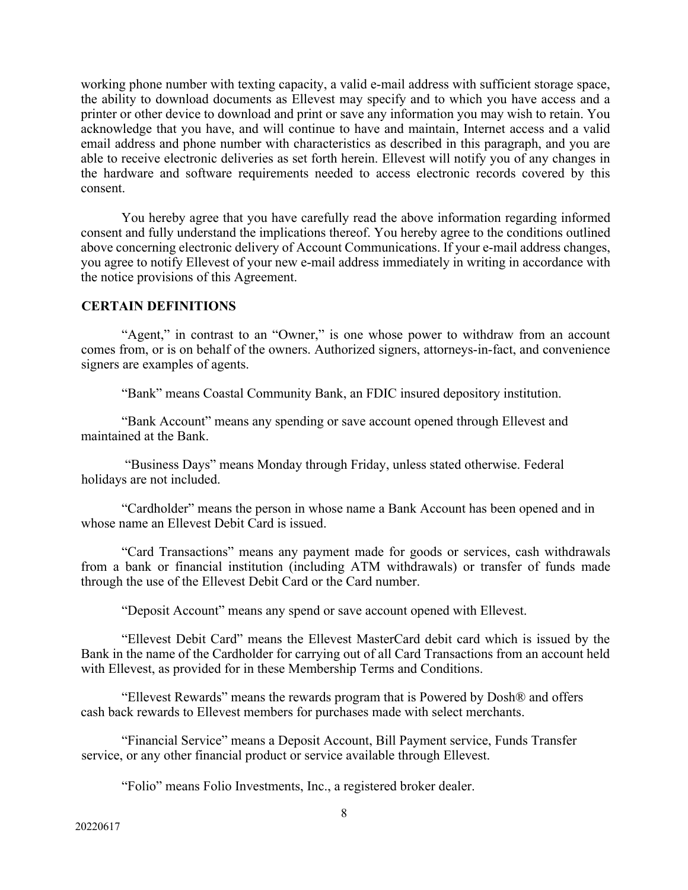working phone number with texting capacity, a valid e-mail address with sufficient storage space, the ability to download documents as Ellevest may specify and to which you have access and a printer or other device to download and print or save any information you may wish to retain. You acknowledge that you have, and will continue to have and maintain, Internet access and a valid email address and phone number with characteristics as described in this paragraph, and you are able to receive electronic deliveries as set forth herein. Ellevest will notify you of any changes in the hardware and software requirements needed to access electronic records covered by this consent.

You hereby agree that you have carefully read the above information regarding informed consent and fully understand the implications thereof. You hereby agree to the conditions outlined above concerning electronic delivery of Account Communications. If your e-mail address changes, you agree to notify Ellevest of your new e-mail address immediately in writing in accordance with the notice provisions of this Agreement.

**CERTAIN DEFINITIONS**

"Agent," in contrast to an "Owner," is one whose power to withdraw from an account comes from, or is on behalf of the owners. Authorized signers, attorneys-in-fact, and convenience signers are examples of agents.

"Bank" means Coastal Community Bank, an FDIC insured depository institution.

"Bank Account" means any spending or save account opened through Ellevest and maintained at the Bank.

"Business Days" means Monday through Friday, unless stated otherwise. Federal holidays are not included.

"Cardholder" means the person in whose name a Bank Account has been opened and in whose name an Ellevest Debit Card is issued.

"Card Transactions" means any payment made for goods or services, cash withdrawals from a bank or financial institution (including ATM withdrawals) or transfer of funds made through the use of the Ellevest Debit Card or the Card number.

"Deposit Account" means any spend or save account opened with Ellevest.

"Ellevest Debit Card" means the Ellevest MasterCard debit card which is issued by the Bank in the name of the Cardholder for carrying out of all Card Transactions from an account held with Ellevest, as provided for in these Membership Terms and Conditions.

"Ellevest Rewards" means the rewards program that is Powered by Dosh® and offers cash back rewards to Ellevest members for purchases made with select merchants.

"Financial Service" means a Deposit Account, Bill Payment service, Funds Transfer service, or any other financial product or service available through Ellevest.

"Folio" means Folio Investments, Inc., a registered broker dealer.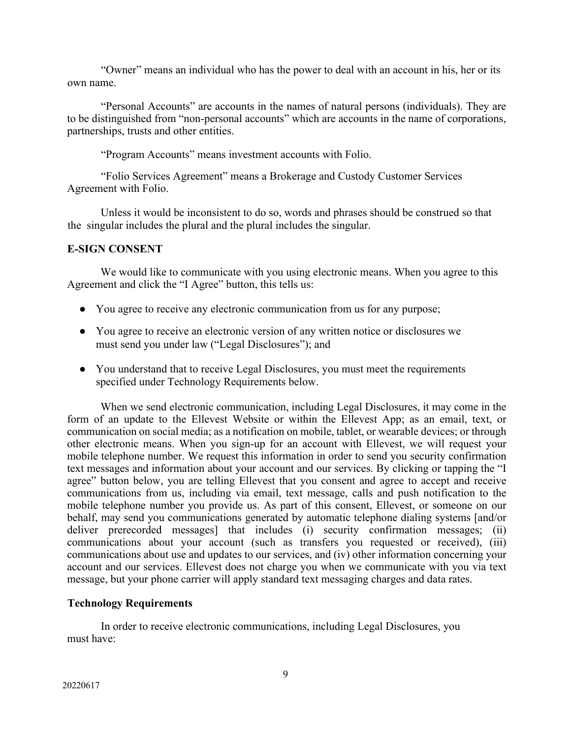"Owner" means an individual who has the power to deal with an account in his, her or its own name.

"Personal Accounts" are accounts in the names of natural persons (individuals). They are to be distinguished from "non-personal accounts" which are accounts in the name of corporations, partnerships, trusts and other entities.

"Program Accounts" means investment accounts with Folio.

"Folio Services Agreement" means a Brokerage and Custody Customer Services Agreement with Folio.

Unless it would be inconsistent to do so, words and phrases should be construed so that the singular includes the plural and the plural includes the singular.

**E-SIGN CONSENT**

We would like to communicate with you using electronic means. When you agree to this Agreement and click the "I Agree" button, this tells us:

- You agree to receive any electronic communication from us for any purpose;
- You agree to receive an electronic version of any written notice or disclosures we must send you under law ("Legal Disclosures"); and
- You understand that to receive Legal Disclosures, you must meet the requirements specified under Technology Requirements below.

When we send electronic communication, including Legal Disclosures, it may come in the form of an update to the Ellevest Website or within the Ellevest App; as an email, text, or communication on social media; as a notification on mobile, tablet, or wearable devices; or through other electronic means. When you sign-up for an account with Ellevest, we will request your mobile telephone number. We request this information in order to send you security confirmation text messages and information about your account and our services. By clicking or tapping the "I agree" button below, you are telling Ellevest that you consent and agree to accept and receive communications from us, including via email, text message, calls and push notification to the mobile telephone number you provide us. As part of this consent, Ellevest, or someone on our behalf, may send you communications generated by automatic telephone dialing systems [and/or deliver prerecorded messages] that includes (i) security confirmation messages; (ii) communications about your account (such as transfers you requested or received), (iii) communications about use and updates to our services, and (iv) other information concerning your account and our services. Ellevest does not charge you when we communicate with you via text message, but your phone carrier will apply standard text messaging charges and data rates.

**Technology Requirements**

In order to receive electronic communications, including Legal Disclosures, you must have: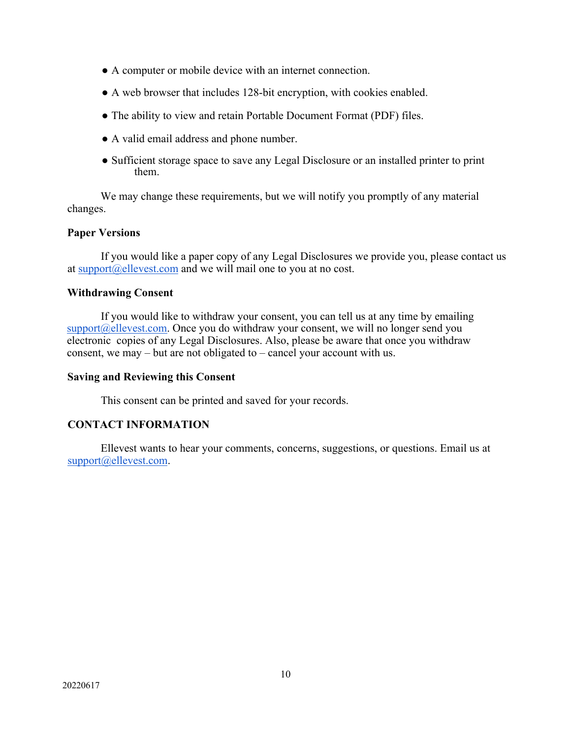- A computer or mobile device with an internet connection.
- A web browser that includes 128-bit encryption, with cookies enabled.
- The ability to view and retain Portable Document Format (PDF) files.
- A valid email address and phone number.
- Sufficient storage space to save any Legal Disclosure or an installed printer to print them.

We may change these requirements, but we will notify you promptly of any material changes.

**Paper Versions**

If you would like a paper copy of any Legal Disclosures we provide you, please contact us at support@ellevest.com and we will mail one to you at no cost.

**Withdrawing Consent**

If you would like to withdraw your consent, you can tell us at any time by emailing support@ellevest.com. Once you do withdraw your consent, we will no longer send you electronic copies of any Legal Disclosures. Also, please be aware that once you withdraw consent, we may – but are not obligated to – cancel your account with us.

**Saving and Reviewing this Consent**

This consent can be printed and saved for your records.

**CONTACT INFORMATION**

Ellevest wants to hear your comments, concerns, suggestions, or questions. Email us at support@ellevest.com.

20220617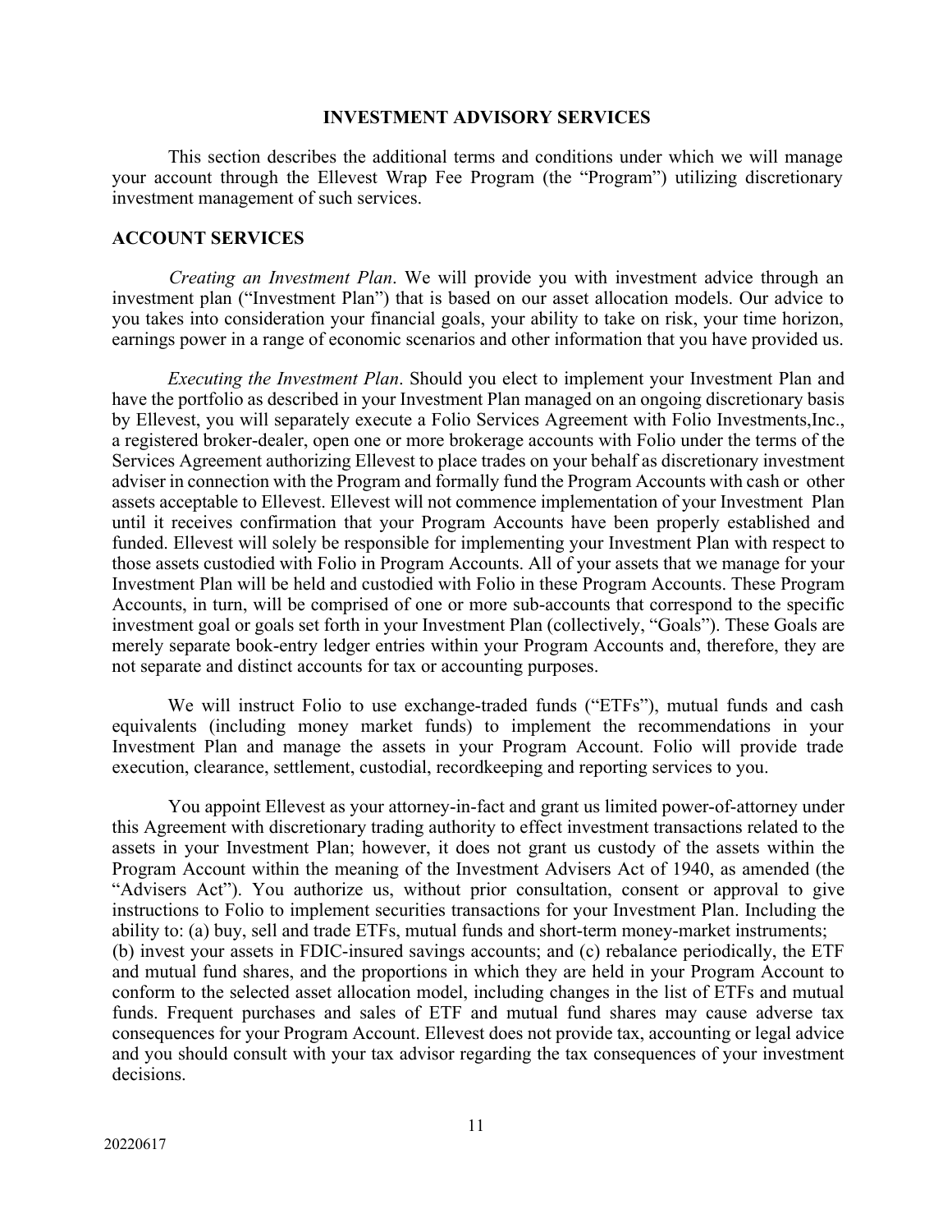## INVESTMENT ADVISORY SERVICES

This section describes the additional terms and conditions under which we will manage your account through the Ellevest Wrap Fee Program (the "Program") utilizing discretionary investment management of such services.

## ACCOUNT SERVICES

*Creating an Investment Plan*. We will provide you with investment advice through an investment plan ("Investment Plan") that is based on our asset allocation models. Our advice to you takes into consideration your financial goals, your ability to take on risk, your time horizon, earnings power in a range of economic scenarios and other information that you have provided us.

*Executing the Investment Plan*. Should you elect to implement your Investment Plan and have the portfolio as described in your Investment Plan managed on an ongoing discretionary basis by Ellevest, you will separately execute a Folio Services Agreement with Folio Investments,Inc., a registered broker-dealer, open one or more brokerage accounts with Folio under the terms of the Services Agreement authorizing Ellevest to place trades on your behalf as discretionary investment adviser in connection with the Program and formally fund the Program Accounts with cash or other assets acceptable to Ellevest. Ellevest will not commence implementation of your Investment Plan until it receives confirmation that your Program Accounts have been properly established and funded. Ellevest will solely be responsible for implementing your Investment Plan with respect to those assets custodied with Folio in Program Accounts. All of your assets that we manage for your Investment Plan will be held and custodied with Folio in these Program Accounts. These Program Accounts, in turn, will be comprised of one or more sub-accounts that correspond to the specific investment goal or goals set forth in your Investment Plan (collectively, "Goals"). These Goals are merely separate book-entry ledger entries within your Program Accounts and, therefore, they are not separate and distinct accounts for tax or accounting purposes.

We will instruct Folio to use exchange-traded funds ("ETFs"), mutual funds and cash equivalents (including money market funds) to implement the recommendations in your Investment Plan and manage the assets in your Program Account. Folio will provide trade execution, clearance, settlement, custodial, recordkeeping and reporting services to you.

You appoint Ellevest as your attorney-in-fact and grant us limited power-of-attorney under this Agreement with discretionary trading authority to effect investment transactions related to the assets in your Investment Plan; however, it does not grant us custody of the assets within the Program Account within the meaning of the Investment Advisers Act of 1940, as amended (the "Advisers Act"). You authorize us, without prior consultation, consent or approval to give instructions to Folio to implement securities transactions for your Investment Plan. Including the ability to: (a) buy, sell and trade ETFs, mutual funds and short-term money-market instruments; (b) invest your assets in FDIC-insured savings accounts; and (c) rebalance periodically, the ETF and mutual fund shares, and the proportions in which they are held in your Program Account to conform to the selected asset allocation model, including changes in the list of ETFs and mutual funds. Frequent purchases and sales of ETF and mutual fund shares may cause adverse tax consequences for your Program Account. Ellevest does not provide tax, accounting or legal advice and you should consult with your tax advisor regarding the tax consequences of your investment decisions.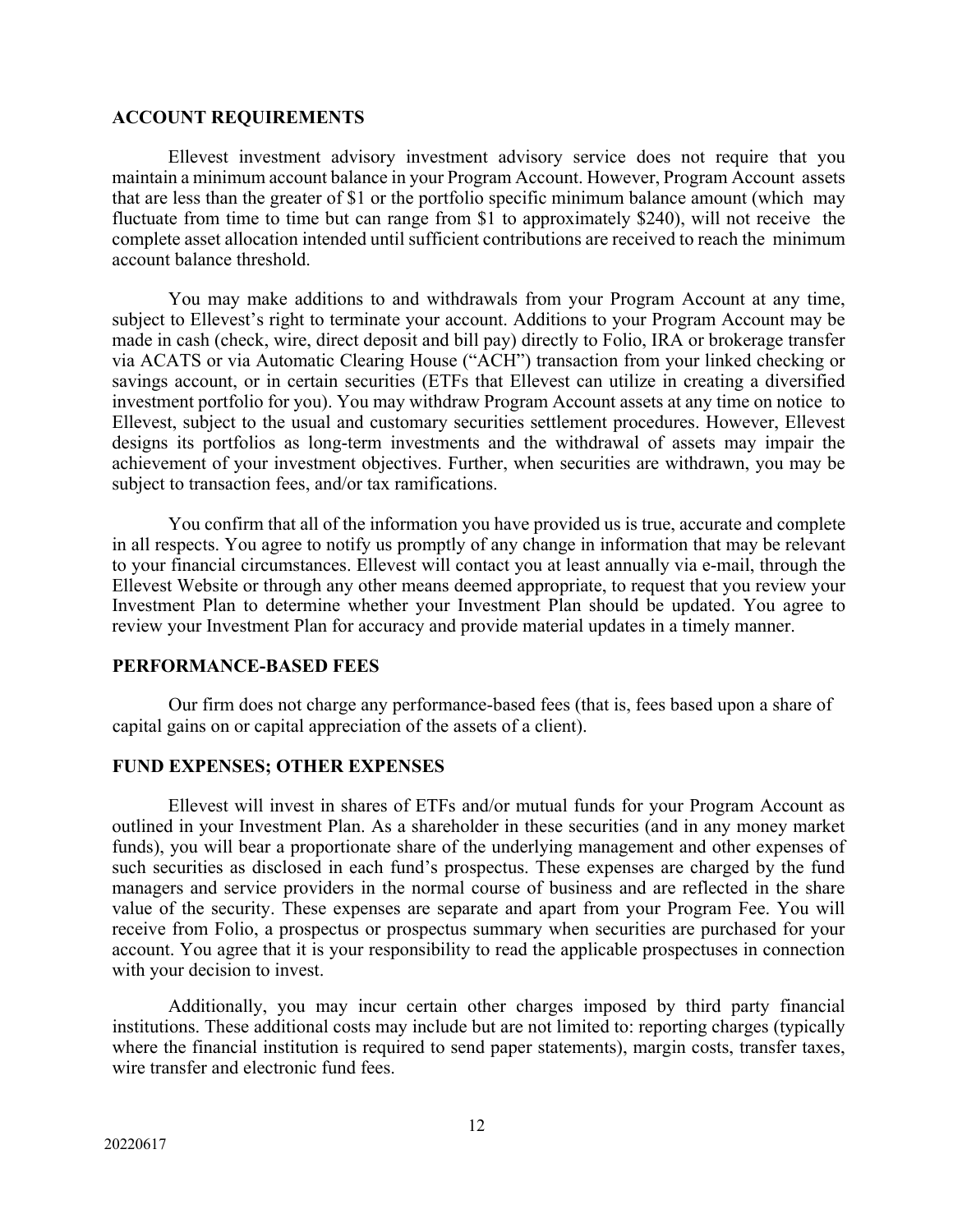## ACCOUNT REQUIREMENTS

Ellevest investment advisory investment advisory service does not require that you maintain a minimum account balance in your Program Account. However, Program Account assets that are less than the greater of $1 or the portfolio specific minimum balance amount (which may fluctuate from time to time but can range from $1 to approximately $240), will not receive the complete asset allocation intended until sufficient contributions are received to reach the minimum account balance threshold.

You may make additions to and withdrawals from your Program Account at any time, subject to Ellevest's right to terminate your account. Additions to your Program Account may be made in cash (check, wire, direct deposit and bill pay) directly to Folio, IRA or brokerage transfer via ACATS or via Automatic Clearing House ("ACH") transaction from your linked checking or savings account, or in certain securities (ETFs that Ellevest can utilize in creating a diversified investment portfolio for you). You may withdraw Program Account assets at any time on notice to Ellevest, subject to the usual and customary securities settlement procedures. However, Ellevest designs its portfolios as long-term investments and the withdrawal of assets may impair the achievement of your investment objectives. Further, when securities are withdrawn, you may be subject to transaction fees, and/or tax ramifications.

You confirm that all of the information you have provided us is true, accurate and complete in all respects. You agree to notify us promptly of any change in information that may be relevant to your financial circumstances. Ellevest will contact you at least annually via e-mail, through the Ellevest Website or through any other means deemed appropriate, to request that you review your Investment Plan to determine whether your Investment Plan should be updated. You agree to review your Investment Plan for accuracy and provide material updates in a timely manner.

## PERFORMANCE-BASED FEES

Our firm does not charge any performance-based fees (that is, fees based upon a share of capital gains on or capital appreciation of the assets of a client).

## FUND EXPENSES; OTHER EXPENSES

Ellevest will invest in shares of ETFs and/or mutual funds for your Program Account as outlined in your Investment Plan. As a shareholder in these securities (and in any money market funds), you will bear a proportionate share of the underlying management and other expenses of such securities as disclosed in each fund's prospectus. These expenses are charged by the fund managers and service providers in the normal course of business and are reflected in the share value of the security. These expenses are separate and apart from your Program Fee. You will receive from Folio, a prospectus or prospectus summary when securities are purchased for your account. You agree that it is your responsibility to read the applicable prospectuses in connection with your decision to invest.

Additionally, you may incur certain other charges imposed by third party financial institutions. These additional costs may include but are not limited to: reporting charges (typically where the financial institution is required to send paper statements), margin costs, transfer taxes, wire transfer and electronic fund fees.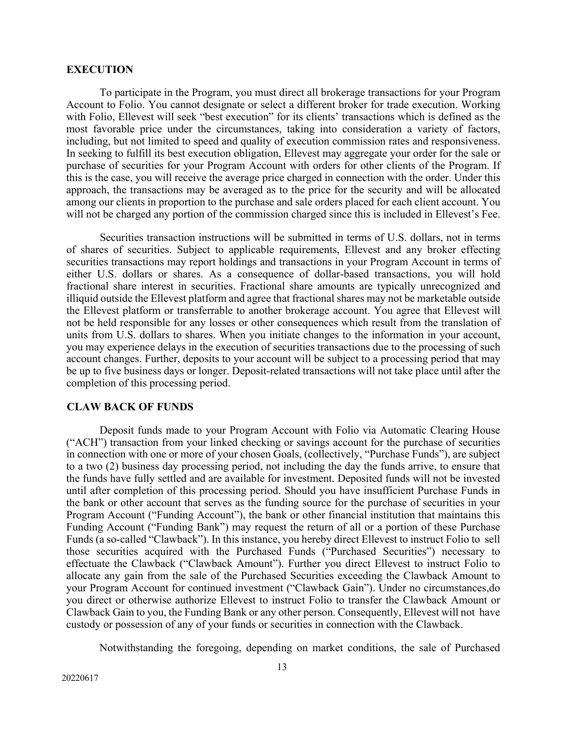## EXECUTION

To participate in the Program, you must direct all brokerage transactions for your Program Account to Folio. You cannot designate or select a different broker for trade execution. Working with Folio, Ellevest will seek "best execution" for its clients' transactions which is defined as the most favorable price under the circumstances, taking into consideration a variety of factors, including, but not limited to speed and quality of execution commission rates and responsiveness. In seeking to fulfill its best execution obligation, Ellevest may aggregate your order for the sale or purchase of securities for your Program Account with orders for other clients of the Program. If this is the case, you will receive the average price charged in connection with the order. Under this approach, the transactions may be averaged as to the price for the security and will be allocated among our clients in proportion to the purchase and sale orders placed for each client account. You will not be charged any portion of the commission charged since this is included in Ellevest's Fee.

Securities transaction instructions will be submitted in terms of U.S. dollars, not in terms of shares of securities. Subject to applicable requirements, Ellevest and any broker effecting securities transactions may report holdings and transactions in your Program Account in terms of either U.S. dollars or shares. As a consequence of dollar-based transactions, you will hold fractional share interest in securities. Fractional share amounts are typically unrecognized and illiquid outside the Ellevest platform and agree that fractional shares may not be marketable outside the Ellevest platform or transferrable to another brokerage account. You agree that Ellevest will not be held responsible for any losses or other consequences which result from the translation of units from U.S. dollars to shares. When you initiate changes to the information in your account, you may experience delays in the execution of securities transactions due to the processing of such account changes. Further, deposits to your account will be subject to a processing period that may be up to five business days or longer. Deposit-related transactions will not take place until after the completion of this processing period.

## CLAW BACK OF FUNDS

Deposit funds made to your Program Account with Folio via Automatic Clearing House ("ACH") transaction from your linked checking or savings account for the purchase of securities in connection with one or more of your chosen Goals, (collectively, "Purchase Funds"), are subject to a two (2) business day processing period, not including the day the funds arrive, to ensure that the funds have fully settled and are available for investment. Deposited funds will not be invested until after completion of this processing period. Should you have insufficient Purchase Funds in the bank or other account that serves as the funding source for the purchase of securities in your Program Account ("Funding Account"), the bank or other financial institution that maintains this Funding Account ("Funding Bank") may request the return of all or a portion of these Purchase Funds (a so-called "Clawback"). In this instance, you hereby direct Ellevest to instruct Folio to sell those securities acquired with the Purchased Funds ("Purchased Securities") necessary to effectuate the Clawback ("Clawback Amount"). Further you direct Ellevest to instruct Folio to allocate any gain from the sale of the Purchased Securities exceeding the Clawback Amount to your Program Account for continued investment ("Clawback Gain"). Under no circumstances,do you direct or otherwise authorize Ellevest to instruct Folio to transfer the Clawback Amount or Clawback Gain to you, the Funding Bank or any other person. Consequently, Ellevest will not have custody or possession of any of your funds or securities in connection with the Clawback.

Notwithstanding the foregoing, depending on market conditions, the sale of Purchased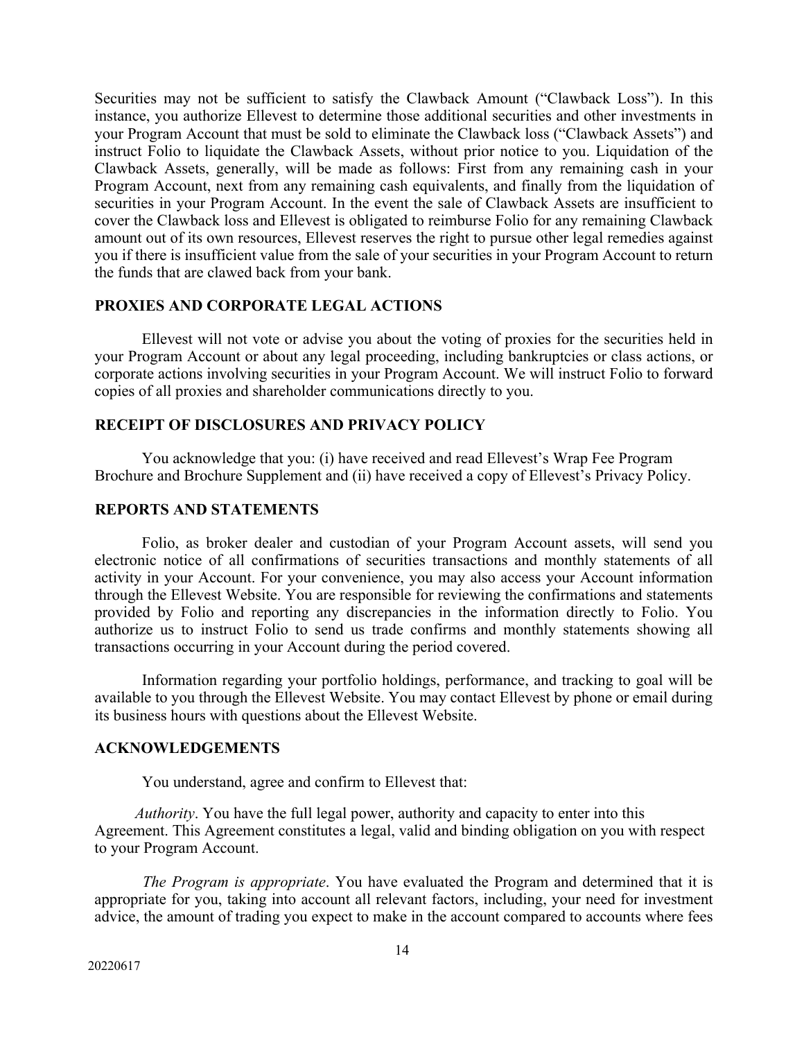Securities may not be sufficient to satisfy the Clawback Amount ("Clawback Loss"). In this instance, you authorize Ellevest to determine those additional securities and other investments in your Program Account that must be sold to eliminate the Clawback loss ("Clawback Assets") and instruct Folio to liquidate the Clawback Assets, without prior notice to you. Liquidation of the Clawback Assets, generally, will be made as follows: First from any remaining cash in your Program Account, next from any remaining cash equivalents, and finally from the liquidation of securities in your Program Account. In the event the sale of Clawback Assets are insufficient to cover the Clawback loss and Ellevest is obligated to reimburse Folio for any remaining Clawback amount out of its own resources, Ellevest reserves the right to pursue other legal remedies against you if there is insufficient value from the sale of your securities in your Program Account to return the funds that are clawed back from your bank.

## PROXIES AND CORPORATE LEGAL ACTIONS

Ellevest will not vote or advise you about the voting of proxies for the securities held in your Program Account or about any legal proceeding, including bankruptcies or class actions, or corporate actions involving securities in your Program Account. We will instruct Folio to forward copies of all proxies and shareholder communications directly to you.

## RECEIPT OF DISCLOSURES AND PRIVACY POLICY

You acknowledge that you: (i) have received and read Ellevest's Wrap Fee Program Brochure and Brochure Supplement and (ii) have received a copy of Ellevest's Privacy Policy.

## REPORTS AND STATEMENTS

Folio, as broker dealer and custodian of your Program Account assets, will send you electronic notice of all confirmations of securities transactions and monthly statements of all activity in your Account. For your convenience, you may also access your Account information through the Ellevest Website. You are responsible for reviewing the confirmations and statements provided by Folio and reporting any discrepancies in the information directly to Folio. You authorize us to instruct Folio to send us trade confirms and monthly statements showing all transactions occurring in your Account during the period covered.

Information regarding your portfolio holdings, performance, and tracking to goal will be available to you through the Ellevest Website. You may contact Ellevest by phone or email during its business hours with questions about the Ellevest Website.

## ACKNOWLEDGEMENTS

You understand, agree and confirm to Ellevest that:

*Authority*. You have the full legal power, authority and capacity to enter into this Agreement. This Agreement constitutes a legal, valid and binding obligation on you with respect to your Program Account.

*The Program is appropriate*. You have evaluated the Program and determined that it is appropriate for you, taking into account all relevant factors, including, your need for investment advice, the amount of trading you expect to make in the account compared to accounts where fees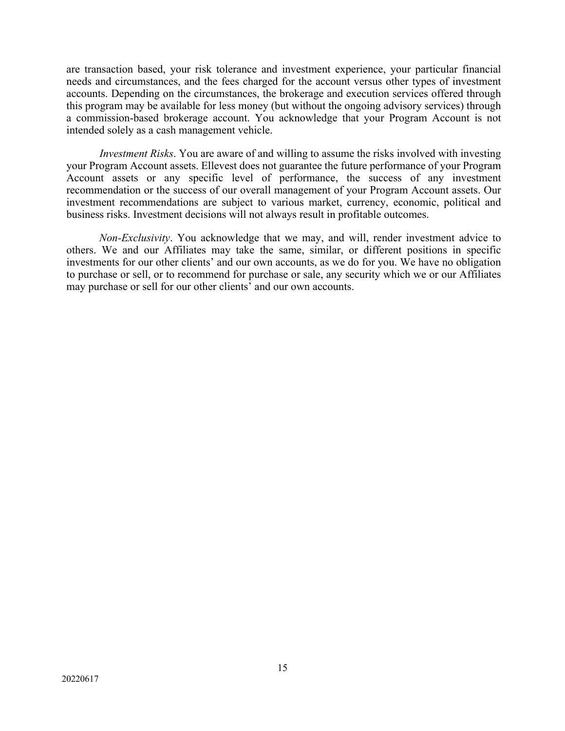are transaction based, your risk tolerance and investment experience, your particular financial needs and circumstances, and the fees charged for the account versus other types of investment accounts. Depending on the circumstances, the brokerage and execution services offered through this program may be available for less money (but without the ongoing advisory services) through a commission-based brokerage account. You acknowledge that your Program Account is not intended solely as a cash management vehicle.

*Investment Risks*. You are aware of and willing to assume the risks involved with investing your Program Account assets. Ellevest does not guarantee the future performance of your Program Account assets or any specific level of performance, the success of any investment recommendation or the success of our overall management of your Program Account assets. Our investment recommendations are subject to various market, currency, economic, political and business risks. Investment decisions will not always result in profitable outcomes.

*Non-Exclusivity*. You acknowledge that we may, and will, render investment advice to others. We and our Affiliates may take the same, similar, or different positions in specific investments for our other clients' and our own accounts, as we do for you. We have no obligation to purchase or sell, or to recommend for purchase or sale, any security which we or our Affiliates may purchase or sell for our other clients' and our own accounts.

20220617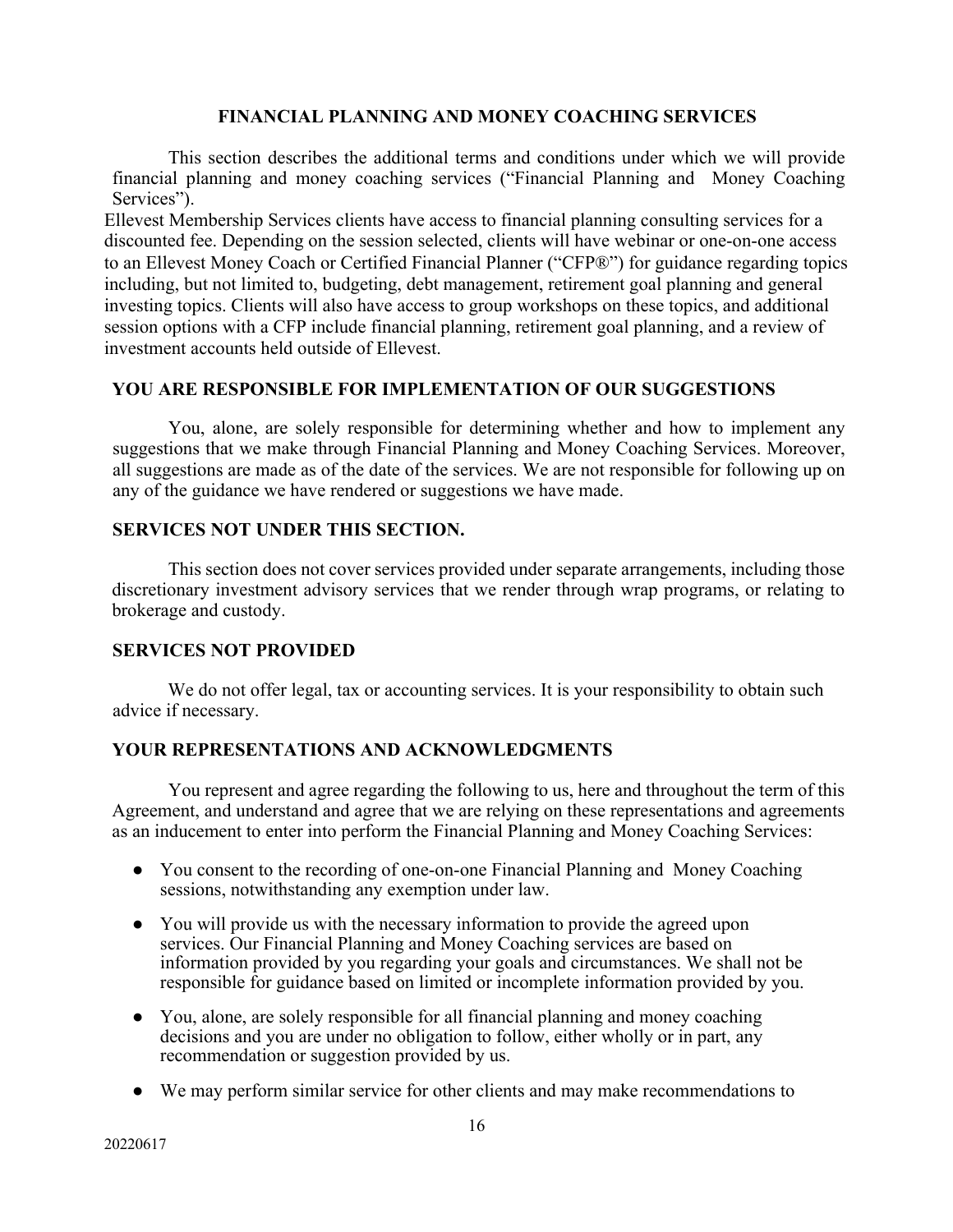## FINANCIAL PLANNING AND MONEY COACHING SERVICES

This section describes the additional terms and conditions under which we will provide financial planning and money coaching services ("Financial Planning and Money Coaching Services").

Ellevest Membership Services clients have access to financial planning consulting services for a discounted fee. Depending on the session selected, clients will have webinar or one-on-one access to an Ellevest Money Coach or Certified Financial Planner ("CFP®") for guidance regarding topics including, but not limited to, budgeting, debt management, retirement goal planning and general investing topics. Clients will also have access to group workshops on these topics, and additional session options with a CFP include financial planning, retirement goal planning, and a review of investment accounts held outside of Ellevest.

### YOU ARE RESPONSIBLE FOR IMPLEMENTATION OF OUR SUGGESTIONS

You, alone, are solely responsible for determining whether and how to implement any suggestions that we make through Financial Planning and Money Coaching Services. Moreover, all suggestions are made as of the date of the services. We are not responsible for following up on any of the guidance we have rendered or suggestions we have made.

### SERVICES NOT UNDER THIS SECTION.

This section does not cover services provided under separate arrangements, including those discretionary investment advisory services that we render through wrap programs, or relating to brokerage and custody.

### SERVICES NOT PROVIDED

We do not offer legal, tax or accounting services. It is your responsibility to obtain such advice if necessary.

### YOUR REPRESENTATIONS AND ACKNOWLEDGMENTS

You represent and agree regarding the following to us, here and throughout the term of this Agreement, and understand and agree that we are relying on these representations and agreements as an inducement to enter into perform the Financial Planning and Money Coaching Services:

- You consent to the recording of one-on-one Financial Planning and Money Coaching sessions, notwithstanding any exemption under law.
- You will provide us with the necessary information to provide the agreed upon services. Our Financial Planning and Money Coaching services are based on information provided by you regarding your goals and circumstances. We shall not be responsible for guidance based on limited or incomplete information provided by you.
- You, alone, are solely responsible for all financial planning and money coaching decisions and you are under no obligation to follow, either wholly or in part, any recommendation or suggestion provided by us.
- We may perform similar service for other clients and may make recommendations to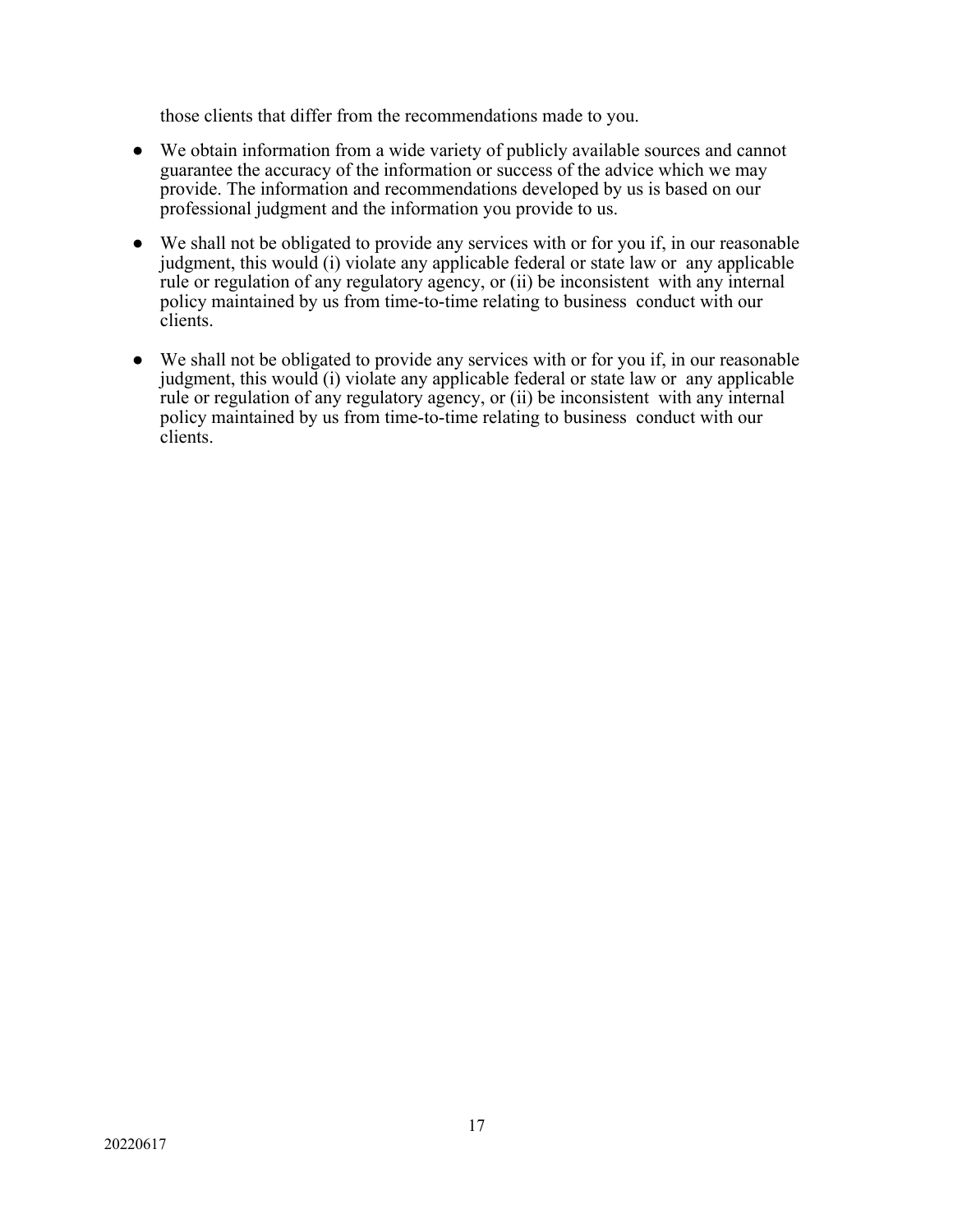those clients that differ from the recommendations made to you.

- We obtain information from a wide variety of publicly available sources and cannot guarantee the accuracy of the information or success of the advice which we may provide. The information and recommendations developed by us is based on our professional judgment and the information you provide to us.

- We shall not be obligated to provide any services with or for you if, in our reasonable judgment, this would (i) violate any applicable federal or state law or any applicable rule or regulation of any regulatory agency, or (ii) be inconsistent with any internal policy maintained by us from time-to-time relating to business conduct with our clients.

- We shall not be obligated to provide any services with or for you if, in our reasonable judgment, this would (i) violate any applicable federal or state law or any applicable rule or regulation of any regulatory agency, or (ii) be inconsistent with any internal policy maintained by us from time-to-time relating to business conduct with our clients.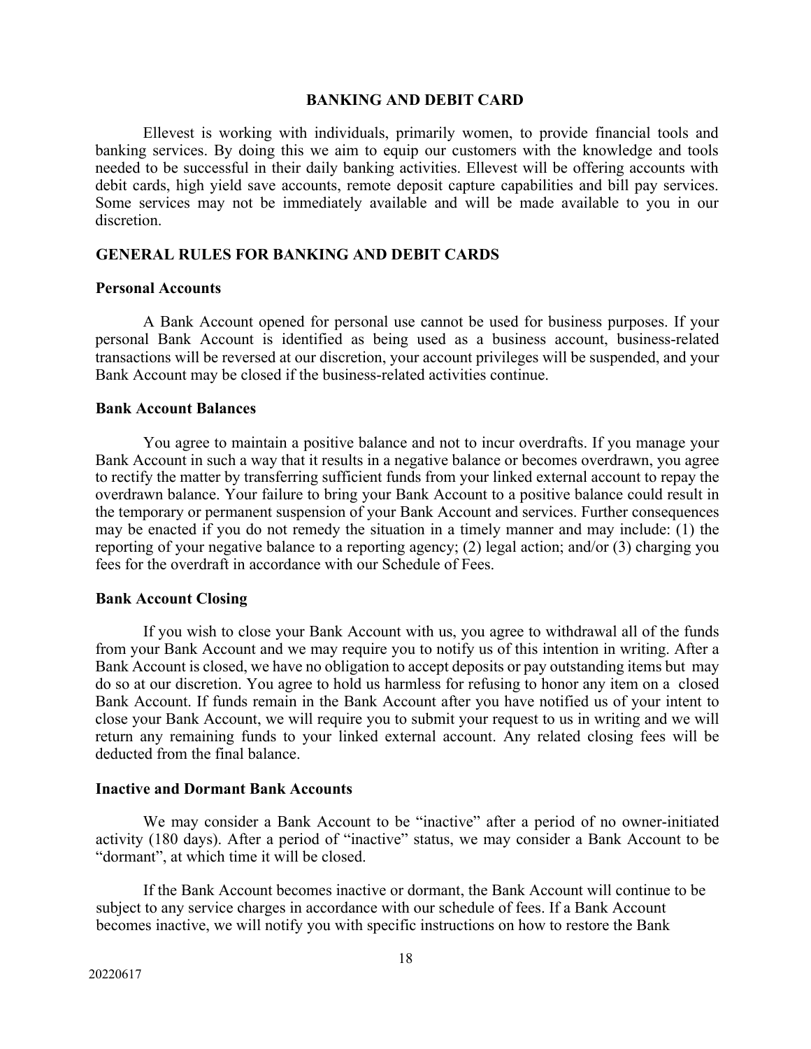## BANKING AND DEBIT CARD

Ellevest is working with individuals, primarily women, to provide financial tools and banking services. By doing this we aim to equip our customers with the knowledge and tools needed to be successful in their daily banking activities. Ellevest will be offering accounts with debit cards, high yield save accounts, remote deposit capture capabilities and bill pay services. Some services may not be immediately available and will be made available to you in our discretion.

## GENERAL RULES FOR BANKING AND DEBIT CARDS

### Personal Accounts

A Bank Account opened for personal use cannot be used for business purposes. If your personal Bank Account is identified as being used as a business account, business-related transactions will be reversed at our discretion, your account privileges will be suspended, and your Bank Account may be closed if the business-related activities continue.

### Bank Account Balances

You agree to maintain a positive balance and not to incur overdrafts. If you manage your Bank Account in such a way that it results in a negative balance or becomes overdrawn, you agree to rectify the matter by transferring sufficient funds from your linked external account to repay the overdrawn balance. Your failure to bring your Bank Account to a positive balance could result in the temporary or permanent suspension of your Bank Account and services. Further consequences may be enacted if you do not remedy the situation in a timely manner and may include: (1) the reporting of your negative balance to a reporting agency; (2) legal action; and/or (3) charging you fees for the overdraft in accordance with our Schedule of Fees.

### Bank Account Closing

If you wish to close your Bank Account with us, you agree to withdrawal all of the funds from your Bank Account and we may require you to notify us of this intention in writing. After a Bank Account is closed, we have no obligation to accept deposits or pay outstanding items but may do so at our discretion. You agree to hold us harmless for refusing to honor any item on a closed Bank Account. If funds remain in the Bank Account after you have notified us of your intent to close your Bank Account, we will require you to submit your request to us in writing and we will return any remaining funds to your linked external account. Any related closing fees will be deducted from the final balance.

### Inactive and Dormant Bank Accounts

We may consider a Bank Account to be "inactive" after a period of no owner-initiated activity (180 days). After a period of "inactive" status, we may consider a Bank Account to be "dormant", at which time it will be closed.

If the Bank Account becomes inactive or dormant, the Bank Account will continue to be subject to any service charges in accordance with our schedule of fees. If a Bank Account becomes inactive, we will notify you with specific instructions on how to restore the Bank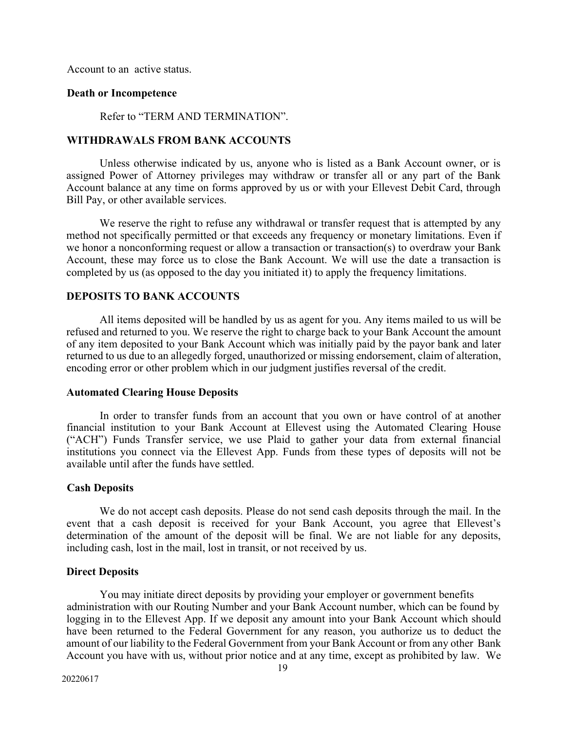Account to an active status.

**Death or Incompetence**

Refer to "TERM AND TERMINATION".

## WITHDRAWALS FROM BANK ACCOUNTS

Unless otherwise indicated by us, anyone who is listed as a Bank Account owner, or is assigned Power of Attorney privileges may withdraw or transfer all or any part of the Bank Account balance at any time on forms approved by us or with your Ellevest Debit Card, through Bill Pay, or other available services.

We reserve the right to refuse any withdrawal or transfer request that is attempted by any method not specifically permitted or that exceeds any frequency or monetary limitations. Even if we honor a nonconforming request or allow a transaction or transaction(s) to overdraw your Bank Account, these may force us to close the Bank Account. We will use the date a transaction is completed by us (as opposed to the day you initiated it) to apply the frequency limitations.

## DEPOSITS TO BANK ACCOUNTS

All items deposited will be handled by us as agent for you. Any items mailed to us will be refused and returned to you. We reserve the right to charge back to your Bank Account the amount of any item deposited to your Bank Account which was initially paid by the payor bank and later returned to us due to an allegedly forged, unauthorized or missing endorsement, claim of alteration, encoding error or other problem which in our judgment justifies reversal of the credit.

**Automated Clearing House Deposits**

In order to transfer funds from an account that you own or have control of at another financial institution to your Bank Account at Ellevest using the Automated Clearing House ("ACH") Funds Transfer service, we use Plaid to gather your data from external financial institutions you connect via the Ellevest App. Funds from these types of deposits will not be available until after the funds have settled.

**Cash Deposits**

We do not accept cash deposits. Please do not send cash deposits through the mail. In the event that a cash deposit is received for your Bank Account, you agree that Ellevest's determination of the amount of the deposit will be final. We are not liable for any deposits, including cash, lost in the mail, lost in transit, or not received by us.

**Direct Deposits**

You may initiate direct deposits by providing your employer or government benefits administration with our Routing Number and your Bank Account number, which can be found by logging in to the Ellevest App. If we deposit any amount into your Bank Account which should have been returned to the Federal Government for any reason, you authorize us to deduct the amount of our liability to the Federal Government from your Bank Account or from any other Bank Account you have with us, without prior notice and at any time, except as prohibited by law. We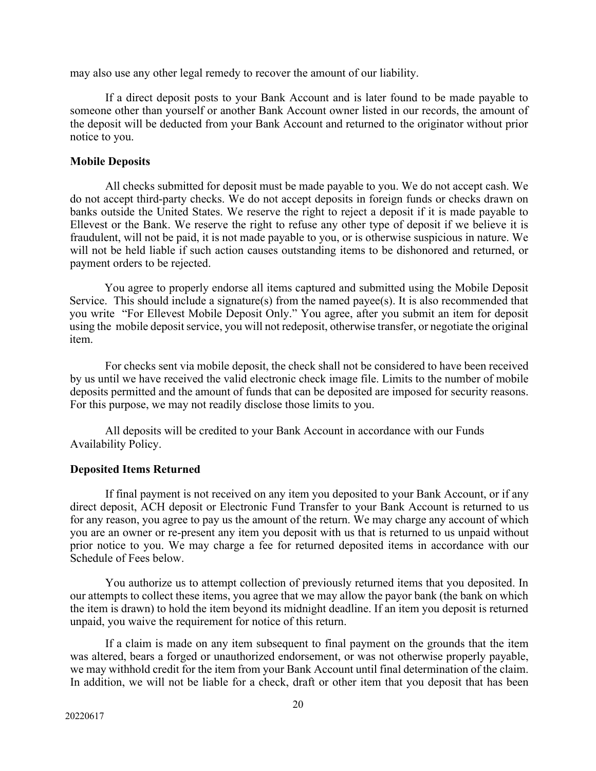may also use any other legal remedy to recover the amount of our liability.

If a direct deposit posts to your Bank Account and is later found to be made payable to someone other than yourself or another Bank Account owner listed in our records, the amount of the deposit will be deducted from your Bank Account and returned to the originator without prior notice to you.

**Mobile Deposits**

All checks submitted for deposit must be made payable to you. We do not accept cash. We do not accept third-party checks. We do not accept deposits in foreign funds or checks drawn on banks outside the United States. We reserve the right to reject a deposit if it is made payable to Ellevest or the Bank. We reserve the right to refuse any other type of deposit if we believe it is fraudulent, will not be paid, it is not made payable to you, or is otherwise suspicious in nature. We will not be held liable if such action causes outstanding items to be dishonored and returned, or payment orders to be rejected.

You agree to properly endorse all items captured and submitted using the Mobile Deposit Service. This should include a signature(s) from the named payee(s). It is also recommended that you write "For Ellevest Mobile Deposit Only." You agree, after you submit an item for deposit using the mobile deposit service, you will not redeposit, otherwise transfer, or negotiate the original item.

For checks sent via mobile deposit, the check shall not be considered to have been received by us until we have received the valid electronic check image file. Limits to the number of mobile deposits permitted and the amount of funds that can be deposited are imposed for security reasons. For this purpose, we may not readily disclose those limits to you.

All deposits will be credited to your Bank Account in accordance with our Funds Availability Policy.

**Deposited Items Returned**

If final payment is not received on any item you deposited to your Bank Account, or if any direct deposit, ACH deposit or Electronic Fund Transfer to your Bank Account is returned to us for any reason, you agree to pay us the amount of the return. We may charge any account of which you are an owner or re-present any item you deposit with us that is returned to us unpaid without prior notice to you. We may charge a fee for returned deposited items in accordance with our Schedule of Fees below.

You authorize us to attempt collection of previously returned items that you deposited. In our attempts to collect these items, you agree that we may allow the payor bank (the bank on which the item is drawn) to hold the item beyond its midnight deadline. If an item you deposit is returned unpaid, you waive the requirement for notice of this return.

If a claim is made on any item subsequent to final payment on the grounds that the item was altered, bears a forged or unauthorized endorsement, or was not otherwise properly payable, we may withhold credit for the item from your Bank Account until final determination of the claim. In addition, we will not be liable for a check, draft or other item that you deposit that has been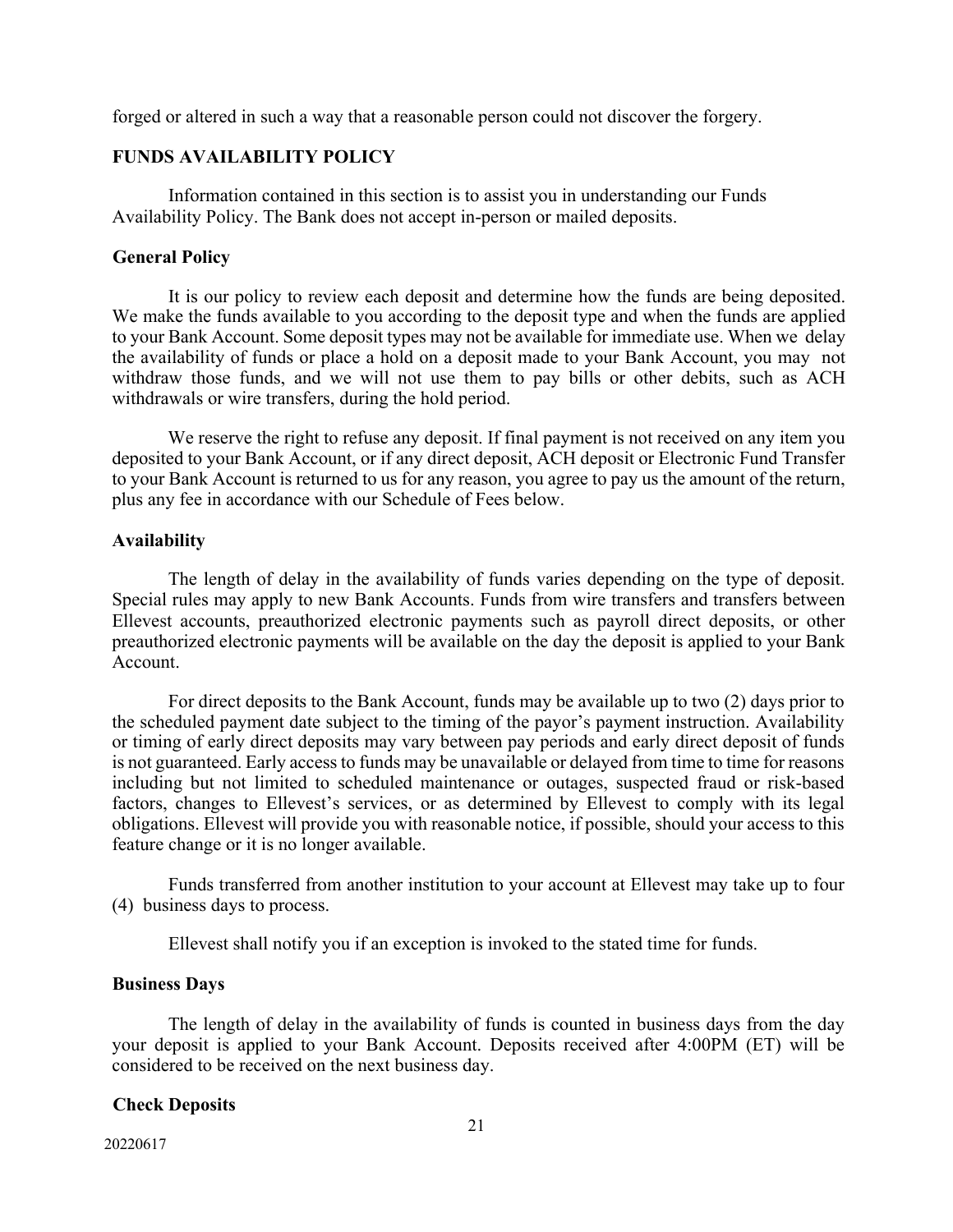forged or altered in such a way that a reasonable person could not discover the forgery.

## FUNDS AVAILABILITY POLICY

Information contained in this section is to assist you in understanding our Funds Availability Policy. The Bank does not accept in-person or mailed deposits.

### General Policy

It is our policy to review each deposit and determine how the funds are being deposited. We make the funds available to you according to the deposit type and when the funds are applied to your Bank Account. Some deposit types may not be available for immediate use. When we delay the availability of funds or place a hold on a deposit made to your Bank Account, you may not withdraw those funds, and we will not use them to pay bills or other debits, such as ACH withdrawals or wire transfers, during the hold period.

We reserve the right to refuse any deposit. If final payment is not received on any item you deposited to your Bank Account, or if any direct deposit, ACH deposit or Electronic Fund Transfer to your Bank Account is returned to us for any reason, you agree to pay us the amount of the return, plus any fee in accordance with our Schedule of Fees below.

### Availability

The length of delay in the availability of funds varies depending on the type of deposit. Special rules may apply to new Bank Accounts. Funds from wire transfers and transfers between Ellevest accounts, preauthorized electronic payments such as payroll direct deposits, or other preauthorized electronic payments will be available on the day the deposit is applied to your Bank Account.

For direct deposits to the Bank Account, funds may be available up to two (2) days prior to the scheduled payment date subject to the timing of the payor's payment instruction. Availability or timing of early direct deposits may vary between pay periods and early direct deposit of funds is not guaranteed. Early access to funds may be unavailable or delayed from time to time for reasons including but not limited to scheduled maintenance or outages, suspected fraud or risk-based factors, changes to Ellevest's services, or as determined by Ellevest to comply with its legal obligations. Ellevest will provide you with reasonable notice, if possible, should your access to this feature change or it is no longer available.

Funds transferred from another institution to your account at Ellevest may take up to four (4) business days to process.

Ellevest shall notify you if an exception is invoked to the stated time for funds.

### Business Days

The length of delay in the availability of funds is counted in business days from the day your deposit is applied to your Bank Account. Deposits received after 4:00PM (ET) will be considered to be received on the next business day.

### Check Deposits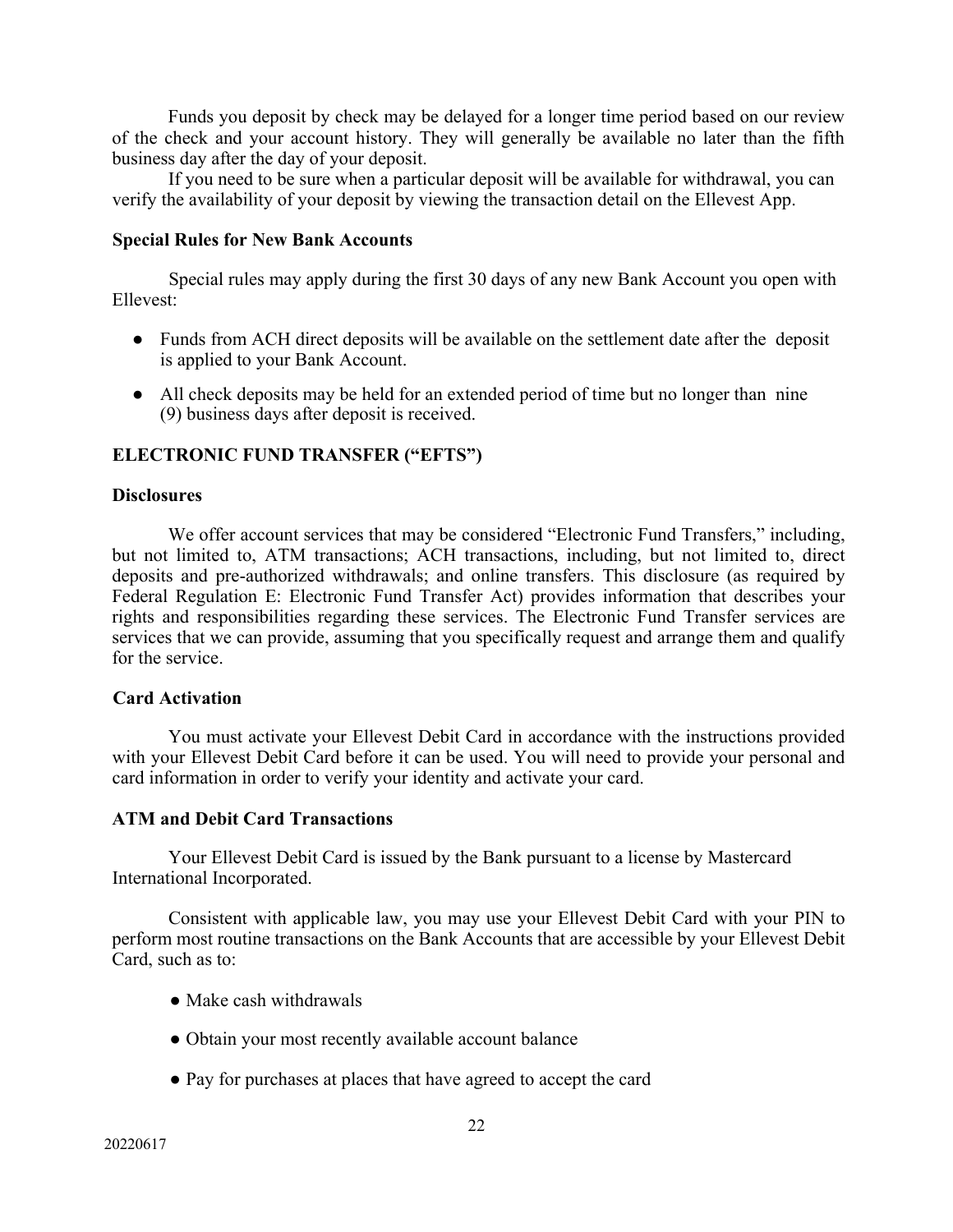Funds you deposit by check may be delayed for a longer time period based on our review of the check and your account history. They will generally be available no later than the fifth business day after the day of your deposit.

If you need to be sure when a particular deposit will be available for withdrawal, you can verify the availability of your deposit by viewing the transaction detail on the Ellevest App.

**Special Rules for New Bank Accounts**

Special rules may apply during the first 30 days of any new Bank Account you open with Ellevest:

- Funds from ACH direct deposits will be available on the settlement date after the deposit is applied to your Bank Account.
- All check deposits may be held for an extended period of time but no longer than nine (9) business days after deposit is received.

**ELECTRONIC FUND TRANSFER ("EFTS")**

**Disclosures**

We offer account services that may be considered "Electronic Fund Transfers," including, but not limited to, ATM transactions; ACH transactions, including, but not limited to, direct deposits and pre-authorized withdrawals; and online transfers. This disclosure (as required by Federal Regulation E: Electronic Fund Transfer Act) provides information that describes your rights and responsibilities regarding these services. The Electronic Fund Transfer services are services that we can provide, assuming that you specifically request and arrange them and qualify for the service.

**Card Activation**

You must activate your Ellevest Debit Card in accordance with the instructions provided with your Ellevest Debit Card before it can be used. You will need to provide your personal and card information in order to verify your identity and activate your card.

**ATM and Debit Card Transactions**

Your Ellevest Debit Card is issued by the Bank pursuant to a license by Mastercard International Incorporated.

Consistent with applicable law, you may use your Ellevest Debit Card with your PIN to perform most routine transactions on the Bank Accounts that are accessible by your Ellevest Debit Card, such as to:

- Make cash withdrawals
- Obtain your most recently available account balance
- Pay for purchases at places that have agreed to accept the card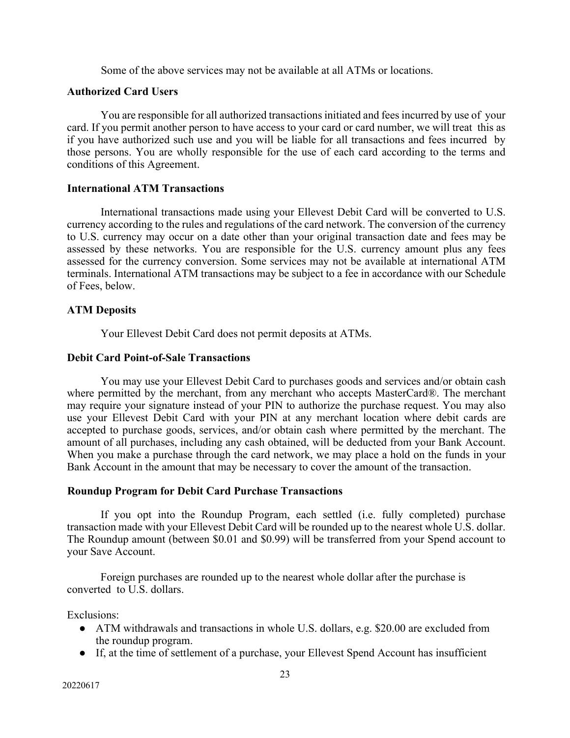Some of the above services may not be available at all ATMs or locations.

**Authorized Card Users**

You are responsible for all authorized transactions initiated and fees incurred by use of your card. If you permit another person to have access to your card or card number, we will treat this as if you have authorized such use and you will be liable for all transactions and fees incurred by those persons. You are wholly responsible for the use of each card according to the terms and conditions of this Agreement.

**International ATM Transactions**

International transactions made using your Ellevest Debit Card will be converted to U.S. currency according to the rules and regulations of the card network. The conversion of the currency to U.S. currency may occur on a date other than your original transaction date and fees may be assessed by these networks. You are responsible for the U.S. currency amount plus any fees assessed for the currency conversion. Some services may not be available at international ATM terminals. International ATM transactions may be subject to a fee in accordance with our Schedule of Fees, below.

**ATM Deposits**

Your Ellevest Debit Card does not permit deposits at ATMs.

**Debit Card Point-of-Sale Transactions**

You may use your Ellevest Debit Card to purchases goods and services and/or obtain cash where permitted by the merchant, from any merchant who accepts MasterCard®. The merchant may require your signature instead of your PIN to authorize the purchase request. You may also use your Ellevest Debit Card with your PIN at any merchant location where debit cards are accepted to purchase goods, services, and/or obtain cash where permitted by the merchant. The amount of all purchases, including any cash obtained, will be deducted from your Bank Account. When you make a purchase through the card network, we may place a hold on the funds in your Bank Account in the amount that may be necessary to cover the amount of the transaction.

**Roundup Program for Debit Card Purchase Transactions**

If you opt into the Roundup Program, each settled (i.e. fully completed) purchase transaction made with your Ellevest Debit Card will be rounded up to the nearest whole U.S. dollar. The Roundup amount (between $0.01 and $0.99) will be transferred from your Spend account to your Save Account.

Foreign purchases are rounded up to the nearest whole dollar after the purchase is converted to U.S. dollars.

Exclusions:

- ATM withdrawals and transactions in whole U.S. dollars, e.g. $20.00 are excluded from the roundup program.
- If, at the time of settlement of a purchase, your Ellevest Spend Account has insufficient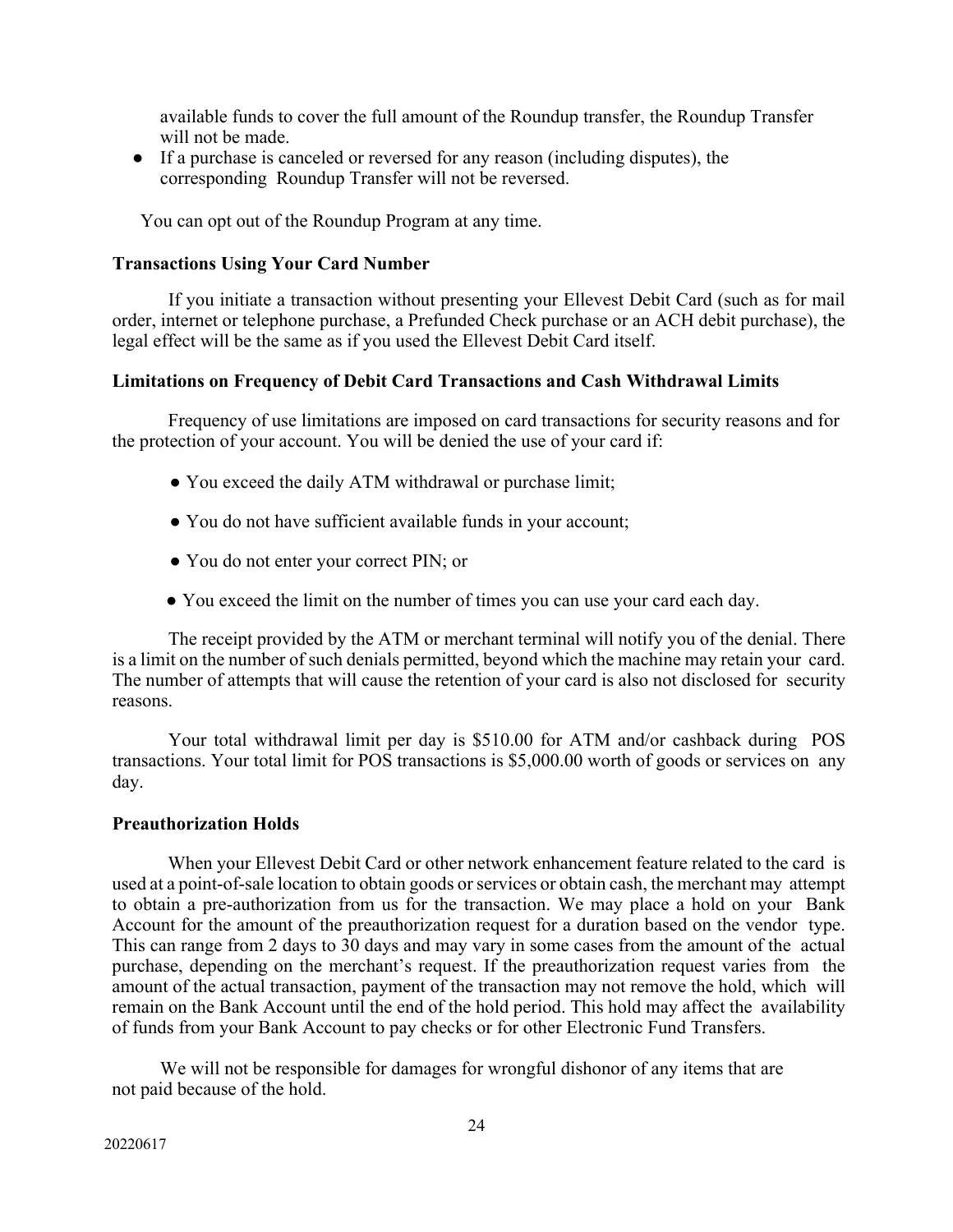available funds to cover the full amount of the Roundup transfer, the Roundup Transfer will not be made.

- If a purchase is canceled or reversed for any reason (including disputes), the corresponding Roundup Transfer will not be reversed.

You can opt out of the Roundup Program at any time.

**Transactions Using Your Card Number**

If you initiate a transaction without presenting your Ellevest Debit Card (such as for mail order, internet or telephone purchase, a Prefunded Check purchase or an ACH debit purchase), the legal effect will be the same as if you used the Ellevest Debit Card itself.

**Limitations on Frequency of Debit Card Transactions and Cash Withdrawal Limits**

Frequency of use limitations are imposed on card transactions for security reasons and for the protection of your account. You will be denied the use of your card if:

- You exceed the daily ATM withdrawal or purchase limit;
- You do not have sufficient available funds in your account;
- You do not enter your correct PIN; or
- You exceed the limit on the number of times you can use your card each day.

The receipt provided by the ATM or merchant terminal will notify you of the denial. There is a limit on the number of such denials permitted, beyond which the machine may retain your card. The number of attempts that will cause the retention of your card is also not disclosed for security reasons.

Your total withdrawal limit per day is $510.00 for ATM and/or cashback during POS transactions. Your total limit for POS transactions is $5,000.00 worth of goods or services on any day.

**Preauthorization Holds**

When your Ellevest Debit Card or other network enhancement feature related to the card is used at a point-of-sale location to obtain goods or services or obtain cash, the merchant may attempt to obtain a pre-authorization from us for the transaction. We may place a hold on your Bank Account for the amount of the preauthorization request for a duration based on the vendor type. This can range from 2 days to 30 days and may vary in some cases from the amount of the actual purchase, depending on the merchant's request. If the preauthorization request varies from the amount of the actual transaction, payment of the transaction may not remove the hold, which will remain on the Bank Account until the end of the hold period. This hold may affect the availability of funds from your Bank Account to pay checks or for other Electronic Fund Transfers.

We will not be responsible for damages for wrongful dishonor of any items that are not paid because of the hold.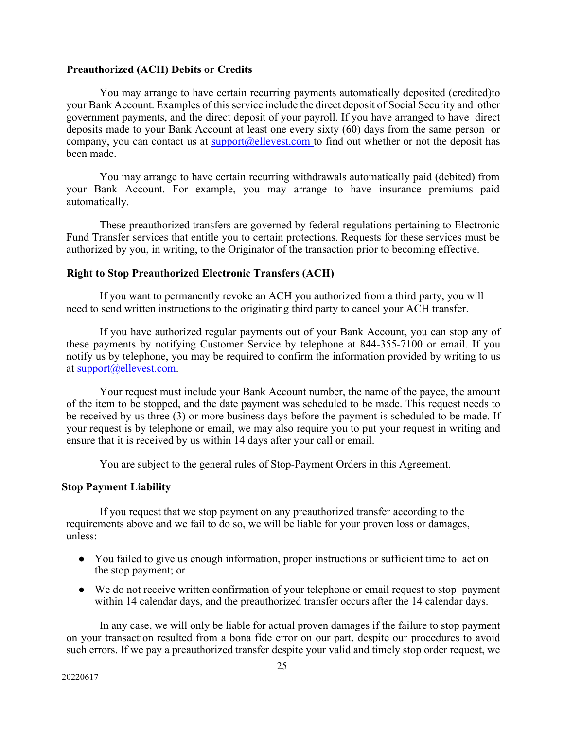**Preauthorized (ACH) Debits or Credits**

You may arrange to have certain recurring payments automatically deposited (credited)to your Bank Account. Examples of this service include the direct deposit of Social Security and other government payments, and the direct deposit of your payroll. If you have arranged to have direct deposits made to your Bank Account at least one every sixty (60) days from the same person or company, you can contact us at support@ellevest.com to find out whether or not the deposit has been made.

You may arrange to have certain recurring withdrawals automatically paid (debited) from your Bank Account. For example, you may arrange to have insurance premiums paid automatically.

These preauthorized transfers are governed by federal regulations pertaining to Electronic Fund Transfer services that entitle you to certain protections. Requests for these services must be authorized by you, in writing, to the Originator of the transaction prior to becoming effective.

**Right to Stop Preauthorized Electronic Transfers (ACH)**

If you want to permanently revoke an ACH you authorized from a third party, you will need to send written instructions to the originating third party to cancel your ACH transfer.

If you have authorized regular payments out of your Bank Account, you can stop any of these payments by notifying Customer Service by telephone at 844-355-7100 or email. If you notify us by telephone, you may be required to confirm the information provided by writing to us at support@ellevest.com.

Your request must include your Bank Account number, the name of the payee, the amount of the item to be stopped, and the date payment was scheduled to be made. This request needs to be received by us three (3) or more business days before the payment is scheduled to be made. If your request is by telephone or email, we may also require you to put your request in writing and ensure that it is received by us within 14 days after your call or email.

You are subject to the general rules of Stop-Payment Orders in this Agreement.

**Stop Payment Liability**

If you request that we stop payment on any preauthorized transfer according to the requirements above and we fail to do so, we will be liable for your proven loss or damages, unless:

- You failed to give us enough information, proper instructions or sufficient time to act on the stop payment; or
- We do not receive written confirmation of your telephone or email request to stop payment within 14 calendar days, and the preauthorized transfer occurs after the 14 calendar days.

In any case, we will only be liable for actual proven damages if the failure to stop payment on your transaction resulted from a bona fide error on our part, despite our procedures to avoid such errors. If we pay a preauthorized transfer despite your valid and timely stop order request, we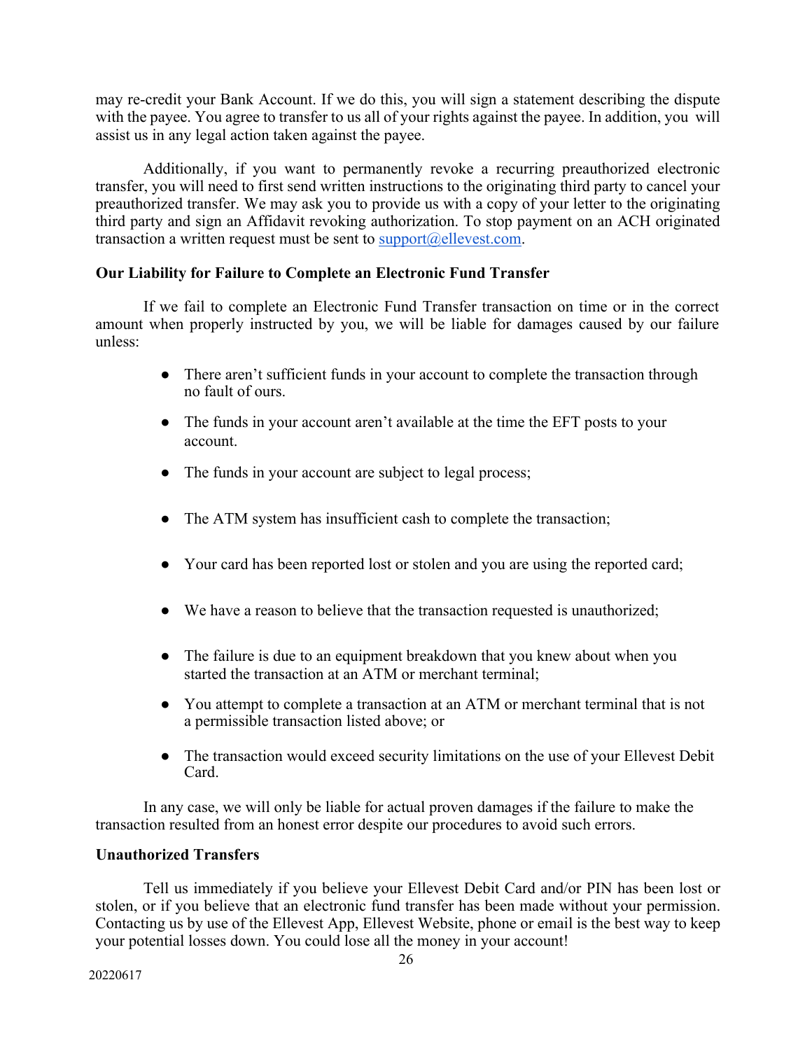may re-credit your Bank Account. If we do this, you will sign a statement describing the dispute with the payee. You agree to transfer to us all of your rights against the payee. In addition, you will assist us in any legal action taken against the payee.

Additionally, if you want to permanently revoke a recurring preauthorized electronic transfer, you will need to first send written instructions to the originating third party to cancel your preauthorized transfer. We may ask you to provide us with a copy of your letter to the originating third party and sign an Affidavit revoking authorization. To stop payment on an ACH originated transaction a written request must be sent to support@ellevest.com.

**Our Liability for Failure to Complete an Electronic Fund Transfer**

If we fail to complete an Electronic Fund Transfer transaction on time or in the correct amount when properly instructed by you, we will be liable for damages caused by our failure unless:

- There aren't sufficient funds in your account to complete the transaction through no fault of ours.
- The funds in your account aren't available at the time the EFT posts to your account.
- The funds in your account are subject to legal process;
- The ATM system has insufficient cash to complete the transaction;
- Your card has been reported lost or stolen and you are using the reported card;
- We have a reason to believe that the transaction requested is unauthorized;
- The failure is due to an equipment breakdown that you knew about when you started the transaction at an ATM or merchant terminal;
- You attempt to complete a transaction at an ATM or merchant terminal that is not a permissible transaction listed above; or
- The transaction would exceed security limitations on the use of your Ellevest Debit Card.

In any case, we will only be liable for actual proven damages if the failure to make the transaction resulted from an honest error despite our procedures to avoid such errors.

**Unauthorized Transfers**

Tell us immediately if you believe your Ellevest Debit Card and/or PIN has been lost or stolen, or if you believe that an electronic fund transfer has been made without your permission. Contacting us by use of the Ellevest App, Ellevest Website, phone or email is the best way to keep your potential losses down. You could lose all the money in your account!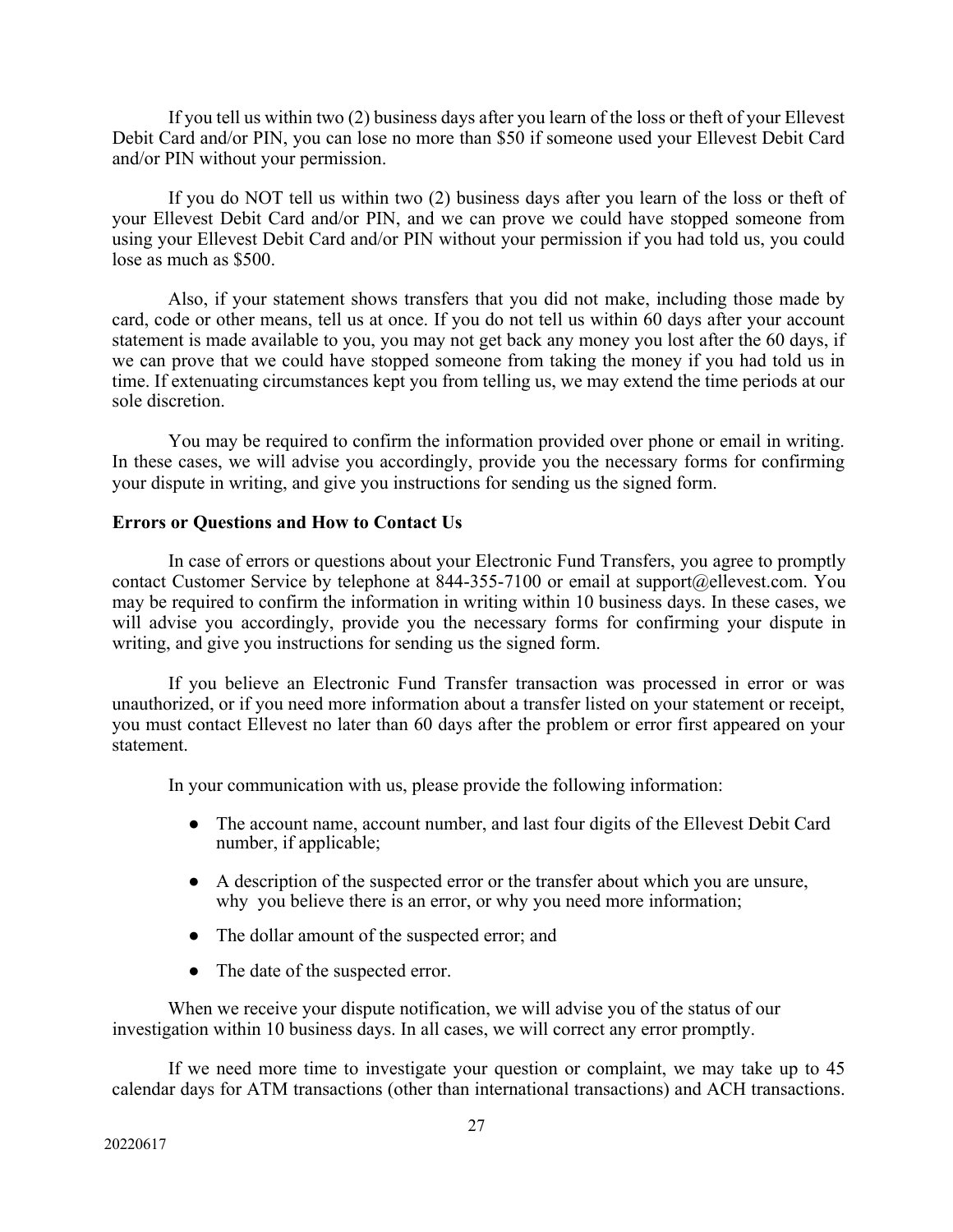If you tell us within two (2) business days after you learn of the loss or theft of your Ellevest Debit Card and/or PIN, you can lose no more than $50 if someone used your Ellevest Debit Card and/or PIN without your permission.

If you do NOT tell us within two (2) business days after you learn of the loss or theft of your Ellevest Debit Card and/or PIN, and we can prove we could have stopped someone from using your Ellevest Debit Card and/or PIN without your permission if you had told us, you could lose as much as $500.

Also, if your statement shows transfers that you did not make, including those made by card, code or other means, tell us at once. If you do not tell us within 60 days after your account statement is made available to you, you may not get back any money you lost after the 60 days, if we can prove that we could have stopped someone from taking the money if you had told us in time. If extenuating circumstances kept you from telling us, we may extend the time periods at our sole discretion.

You may be required to confirm the information provided over phone or email in writing. In these cases, we will advise you accordingly, provide you the necessary forms for confirming your dispute in writing, and give you instructions for sending us the signed form.

**Errors or Questions and How to Contact Us**

In case of errors or questions about your Electronic Fund Transfers, you agree to promptly contact Customer Service by telephone at 844-355-7100 or email at support@ellevest.com. You may be required to confirm the information in writing within 10 business days. In these cases, we will advise you accordingly, provide you the necessary forms for confirming your dispute in writing, and give you instructions for sending us the signed form.

If you believe an Electronic Fund Transfer transaction was processed in error or was unauthorized, or if you need more information about a transfer listed on your statement or receipt, you must contact Ellevest no later than 60 days after the problem or error first appeared on your statement.

In your communication with us, please provide the following information:

- The account name, account number, and last four digits of the Ellevest Debit Card number, if applicable;
- A description of the suspected error or the transfer about which you are unsure, why you believe there is an error, or why you need more information;
- The dollar amount of the suspected error; and
- The date of the suspected error.

When we receive your dispute notification, we will advise you of the status of our investigation within 10 business days. In all cases, we will correct any error promptly.

If we need more time to investigate your question or complaint, we may take up to 45 calendar days for ATM transactions (other than international transactions) and ACH transactions.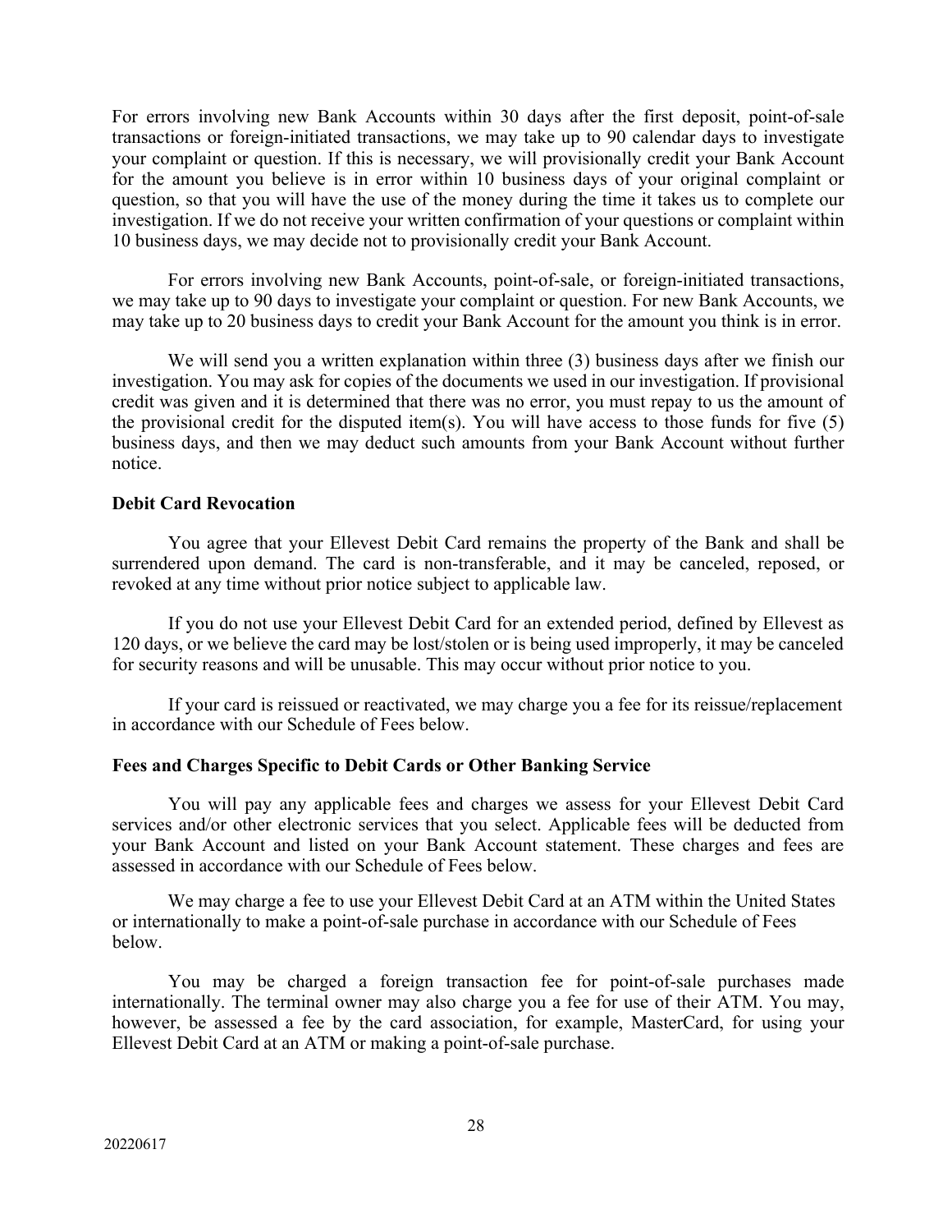For errors involving new Bank Accounts within 30 days after the first deposit, point-of-sale transactions or foreign-initiated transactions, we may take up to 90 calendar days to investigate your complaint or question. If this is necessary, we will provisionally credit your Bank Account for the amount you believe is in error within 10 business days of your original complaint or question, so that you will have the use of the money during the time it takes us to complete our investigation. If we do not receive your written confirmation of your questions or complaint within 10 business days, we may decide not to provisionally credit your Bank Account.

For errors involving new Bank Accounts, point-of-sale, or foreign-initiated transactions, we may take up to 90 days to investigate your complaint or question. For new Bank Accounts, we may take up to 20 business days to credit your Bank Account for the amount you think is in error.

We will send you a written explanation within three (3) business days after we finish our investigation. You may ask for copies of the documents we used in our investigation. If provisional credit was given and it is determined that there was no error, you must repay to us the amount of the provisional credit for the disputed item(s). You will have access to those funds for five (5) business days, and then we may deduct such amounts from your Bank Account without further notice.

**Debit Card Revocation**

You agree that your Ellevest Debit Card remains the property of the Bank and shall be surrendered upon demand. The card is non-transferable, and it may be canceled, reposed, or revoked at any time without prior notice subject to applicable law.

If you do not use your Ellevest Debit Card for an extended period, defined by Ellevest as 120 days, or we believe the card may be lost/stolen or is being used improperly, it may be canceled for security reasons and will be unusable. This may occur without prior notice to you.

If your card is reissued or reactivated, we may charge you a fee for its reissue/replacement in accordance with our Schedule of Fees below.

**Fees and Charges Specific to Debit Cards or Other Banking Service**

You will pay any applicable fees and charges we assess for your Ellevest Debit Card services and/or other electronic services that you select. Applicable fees will be deducted from your Bank Account and listed on your Bank Account statement. These charges and fees are assessed in accordance with our Schedule of Fees below.

We may charge a fee to use your Ellevest Debit Card at an ATM within the United States or internationally to make a point-of-sale purchase in accordance with our Schedule of Fees below.

You may be charged a foreign transaction fee for point-of-sale purchases made internationally. The terminal owner may also charge you a fee for use of their ATM. You may, however, be assessed a fee by the card association, for example, MasterCard, for using your Ellevest Debit Card at an ATM or making a point-of-sale purchase.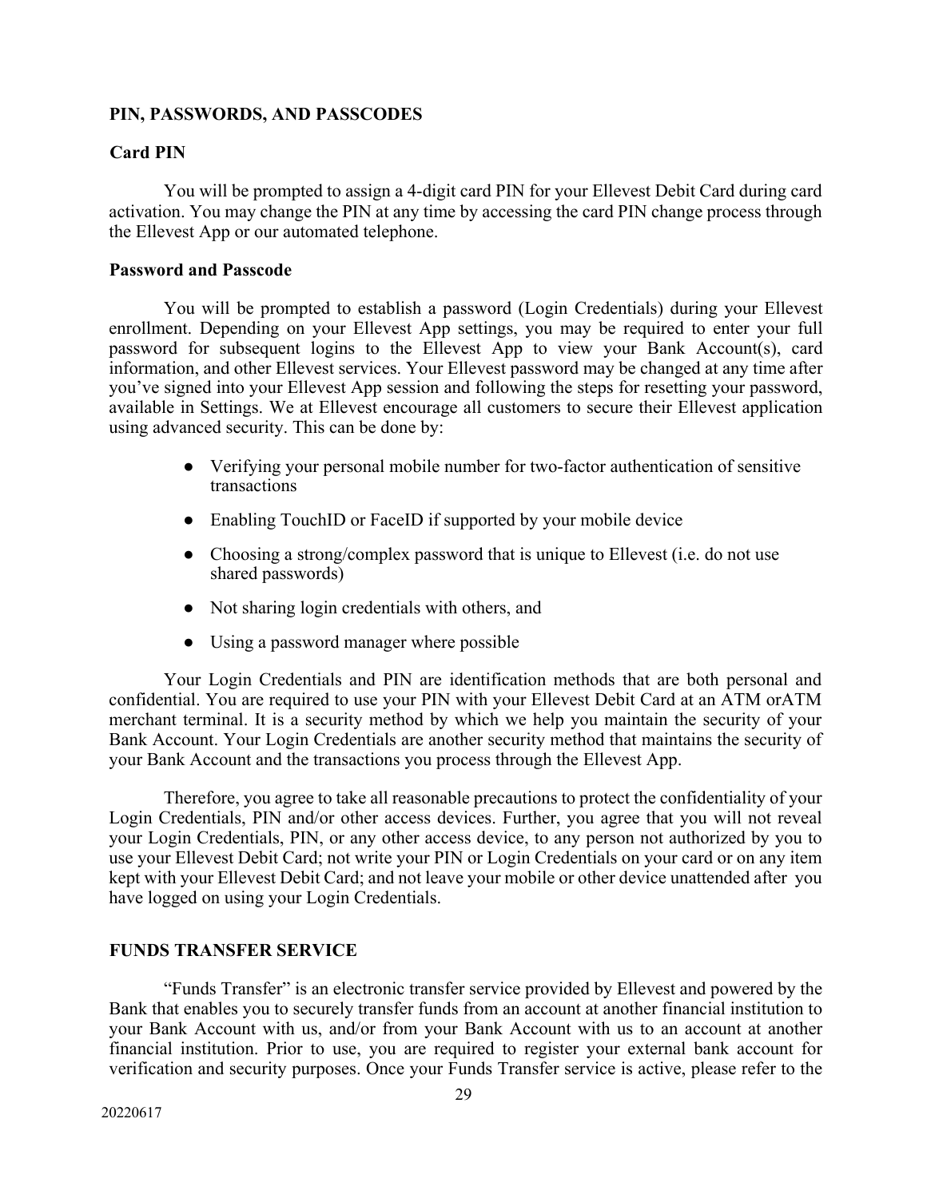## PIN, PASSWORDS, AND PASSCODES

### Card PIN

You will be prompted to assign a 4-digit card PIN for your Ellevest Debit Card during card activation. You may change the PIN at any time by accessing the card PIN change process through the Ellevest App or our automated telephone.

### Password and Passcode

You will be prompted to establish a password (Login Credentials) during your Ellevest enrollment. Depending on your Ellevest App settings, you may be required to enter your full password for subsequent logins to the Ellevest App to view your Bank Account(s), card information, and other Ellevest services. Your Ellevest password may be changed at any time after you've signed into your Ellevest App session and following the steps for resetting your password, available in Settings. We at Ellevest encourage all customers to secure their Ellevest application using advanced security. This can be done by:

- Verifying your personal mobile number for two-factor authentication of sensitive transactions
- Enabling TouchID or FaceID if supported by your mobile device
- Choosing a strong/complex password that is unique to Ellevest (i.e. do not use shared passwords)
- Not sharing login credentials with others, and
- Using a password manager where possible

Your Login Credentials and PIN are identification methods that are both personal and confidential. You are required to use your PIN with your Ellevest Debit Card at an ATM orATM merchant terminal. It is a security method by which we help you maintain the security of your Bank Account. Your Login Credentials are another security method that maintains the security of your Bank Account and the transactions you process through the Ellevest App.

Therefore, you agree to take all reasonable precautions to protect the confidentiality of your Login Credentials, PIN and/or other access devices. Further, you agree that you will not reveal your Login Credentials, PIN, or any other access device, to any person not authorized by you to use your Ellevest Debit Card; not write your PIN or Login Credentials on your card or on any item kept with your Ellevest Debit Card; and not leave your mobile or other device unattended after you have logged on using your Login Credentials.

## FUNDS TRANSFER SERVICE

"Funds Transfer" is an electronic transfer service provided by Ellevest and powered by the Bank that enables you to securely transfer funds from an account at another financial institution to your Bank Account with us, and/or from your Bank Account with us to an account at another financial institution. Prior to use, you are required to register your external bank account for verification and security purposes. Once your Funds Transfer service is active, please refer to the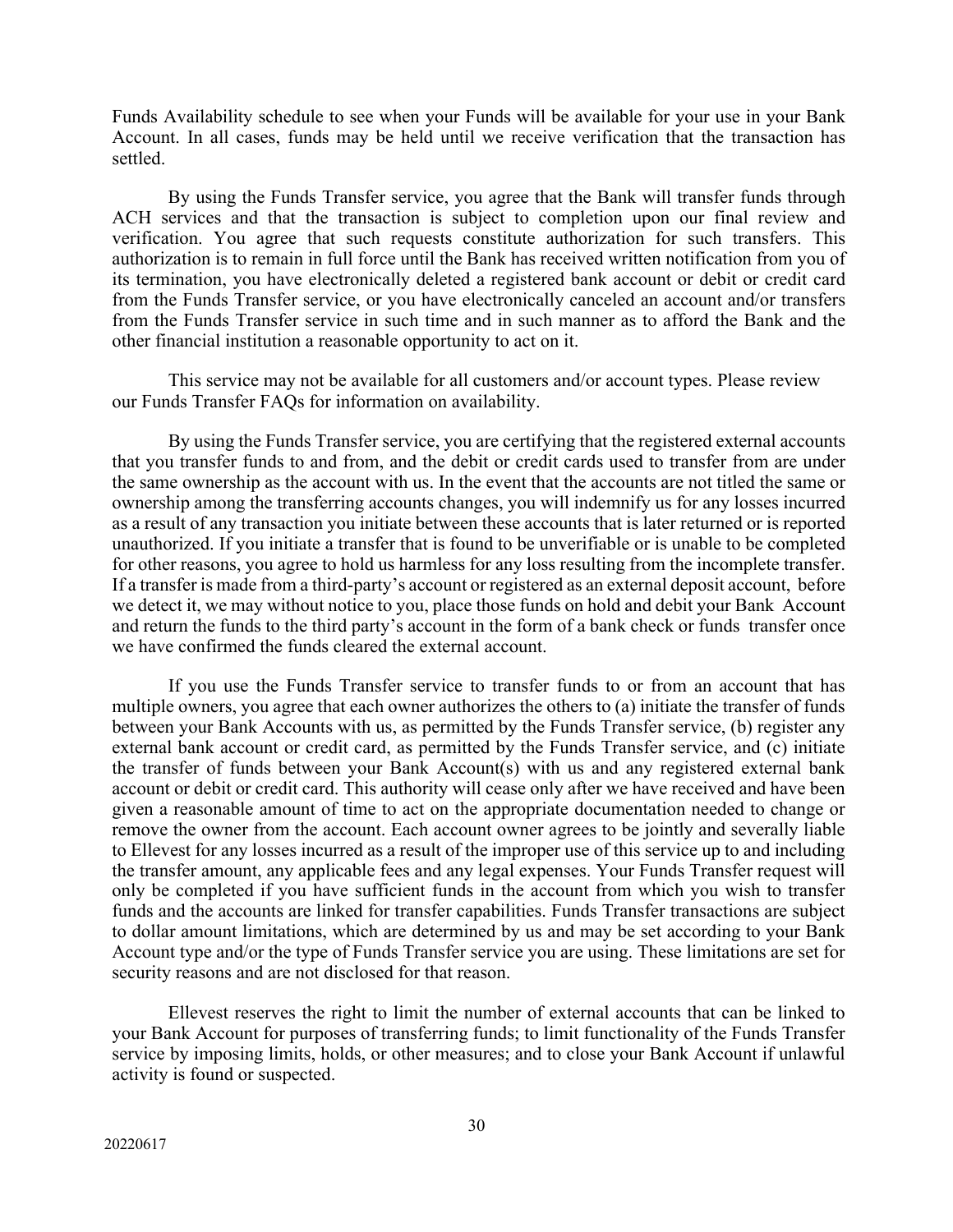Funds Availability schedule to see when your Funds will be available for your use in your Bank Account. In all cases, funds may be held until we receive verification that the transaction has settled.

By using the Funds Transfer service, you agree that the Bank will transfer funds through ACH services and that the transaction is subject to completion upon our final review and verification. You agree that such requests constitute authorization for such transfers. This authorization is to remain in full force until the Bank has received written notification from you of its termination, you have electronically deleted a registered bank account or debit or credit card from the Funds Transfer service, or you have electronically canceled an account and/or transfers from the Funds Transfer service in such time and in such manner as to afford the Bank and the other financial institution a reasonable opportunity to act on it.

This service may not be available for all customers and/or account types. Please review our Funds Transfer FAQs for information on availability.

By using the Funds Transfer service, you are certifying that the registered external accounts that you transfer funds to and from, and the debit or credit cards used to transfer from are under the same ownership as the account with us. In the event that the accounts are not titled the same or ownership among the transferring accounts changes, you will indemnify us for any losses incurred as a result of any transaction you initiate between these accounts that is later returned or is reported unauthorized. If you initiate a transfer that is found to be unverifiable or is unable to be completed for other reasons, you agree to hold us harmless for any loss resulting from the incomplete transfer. If a transfer is made from a third-party's account or registered as an external deposit account, before we detect it, we may without notice to you, place those funds on hold and debit your Bank Account and return the funds to the third party's account in the form of a bank check or funds transfer once we have confirmed the funds cleared the external account.

If you use the Funds Transfer service to transfer funds to or from an account that has multiple owners, you agree that each owner authorizes the others to (a) initiate the transfer of funds between your Bank Accounts with us, as permitted by the Funds Transfer service, (b) register any external bank account or credit card, as permitted by the Funds Transfer service, and (c) initiate the transfer of funds between your Bank Account(s) with us and any registered external bank account or debit or credit card. This authority will cease only after we have received and have been given a reasonable amount of time to act on the appropriate documentation needed to change or remove the owner from the account. Each account owner agrees to be jointly and severally liable to Ellevest for any losses incurred as a result of the improper use of this service up to and including the transfer amount, any applicable fees and any legal expenses. Your Funds Transfer request will only be completed if you have sufficient funds in the account from which you wish to transfer funds and the accounts are linked for transfer capabilities. Funds Transfer transactions are subject to dollar amount limitations, which are determined by us and may be set according to your Bank Account type and/or the type of Funds Transfer service you are using. These limitations are set for security reasons and are not disclosed for that reason.

Ellevest reserves the right to limit the number of external accounts that can be linked to your Bank Account for purposes of transferring funds; to limit functionality of the Funds Transfer service by imposing limits, holds, or other measures; and to close your Bank Account if unlawful activity is found or suspected.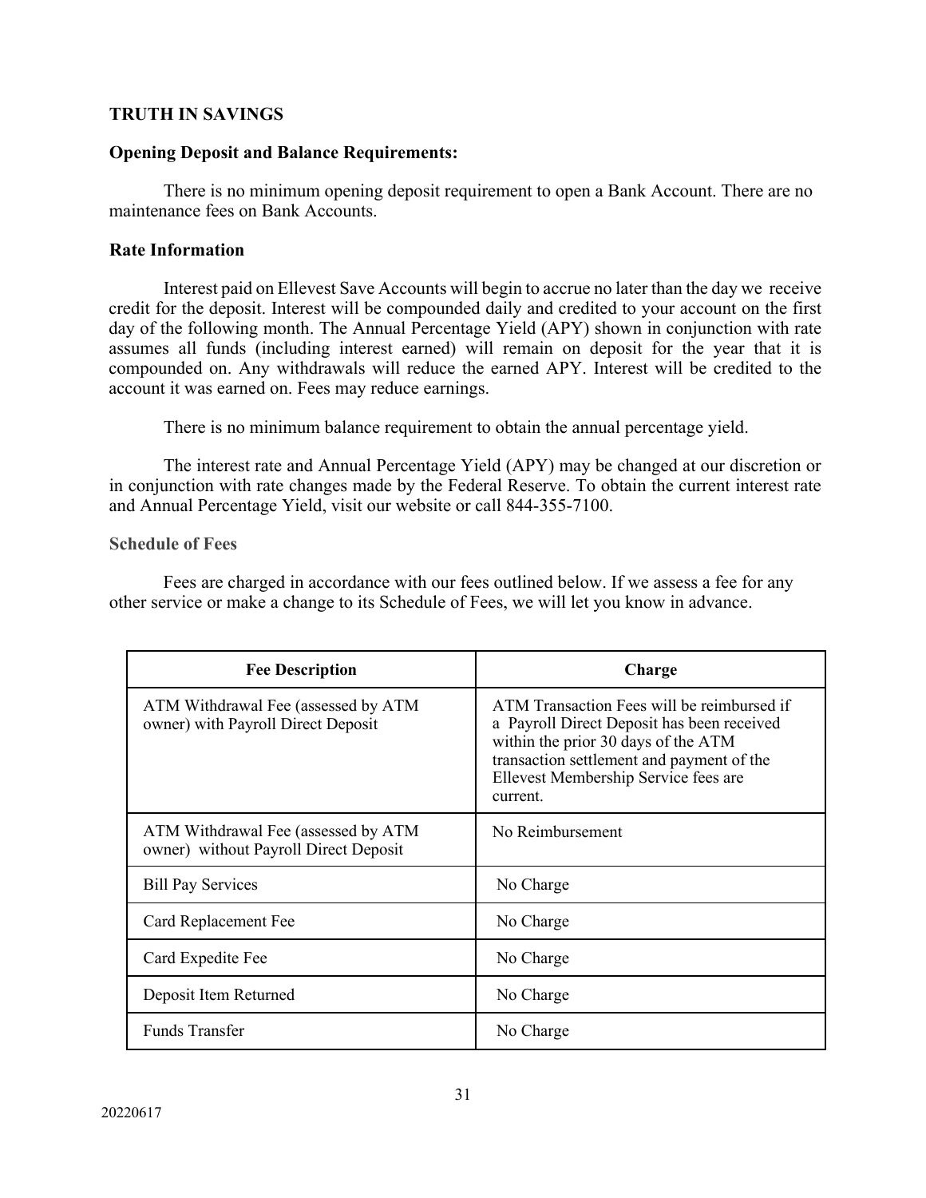## TRUTH IN SAVINGS

### Opening Deposit and Balance Requirements:

There is no minimum opening deposit requirement to open a Bank Account. There are no maintenance fees on Bank Accounts.

### Rate Information

Interest paid on Ellevest Save Accounts will begin to accrue no later than the day we receive credit for the deposit. Interest will be compounded daily and credited to your account on the first day of the following month. The Annual Percentage Yield (APY) shown in conjunction with rate assumes all funds (including interest earned) will remain on deposit for the year that it is compounded on. Any withdrawals will reduce the earned APY. Interest will be credited to the account it was earned on. Fees may reduce earnings.

There is no minimum balance requirement to obtain the annual percentage yield.

The interest rate and Annual Percentage Yield (APY) may be changed at our discretion or in conjunction with rate changes made by the Federal Reserve. To obtain the current interest rate and Annual Percentage Yield, visit our website or call 844-355-7100.

### Schedule of Fees

Fees are charged in accordance with our fees outlined below. If we assess a fee for any other service or make a change to its Schedule of Fees, we will let you know in advance.

| Fee Description | Charge |
|---|---|
| ATM Withdrawal Fee (assessed by ATM owner) with Payroll Direct Deposit | ATM Transaction Fees will be reimbursed if a Payroll Direct Deposit has been received within the prior 30 days of the ATM transaction settlement and payment of the Ellevest Membership Service fees are current. |
| ATM Withdrawal Fee (assessed by ATM owner) without Payroll Direct Deposit | No Reimbursement |
| Bill Pay Services | No Charge |
| Card Replacement Fee | No Charge |
| Card Expedite Fee | No Charge |
| Deposit Item Returned | No Charge |
| Funds Transfer | No Charge |

20220617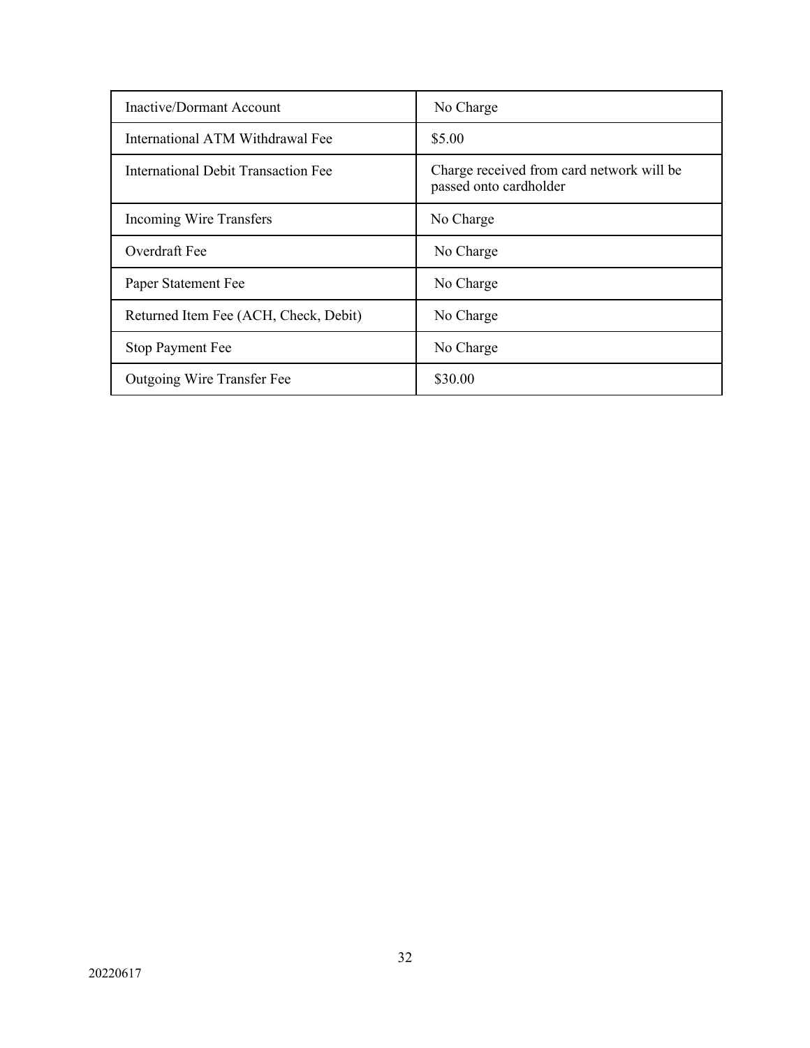| Inactive/Dormant Account | No Charge |
| --- | --- |
| International ATM Withdrawal Fee | $5.00 |
| International Debit Transaction Fee | Charge received from card network will be passed onto cardholder |
| Incoming Wire Transfers | No Charge |
| Overdraft Fee | No Charge |
| Paper Statement Fee | No Charge |
| Returned Item Fee (ACH, Check, Debit) | No Charge |
| Stop Payment Fee | No Charge |
| Outgoing Wire Transfer Fee | $30.00 |

20220617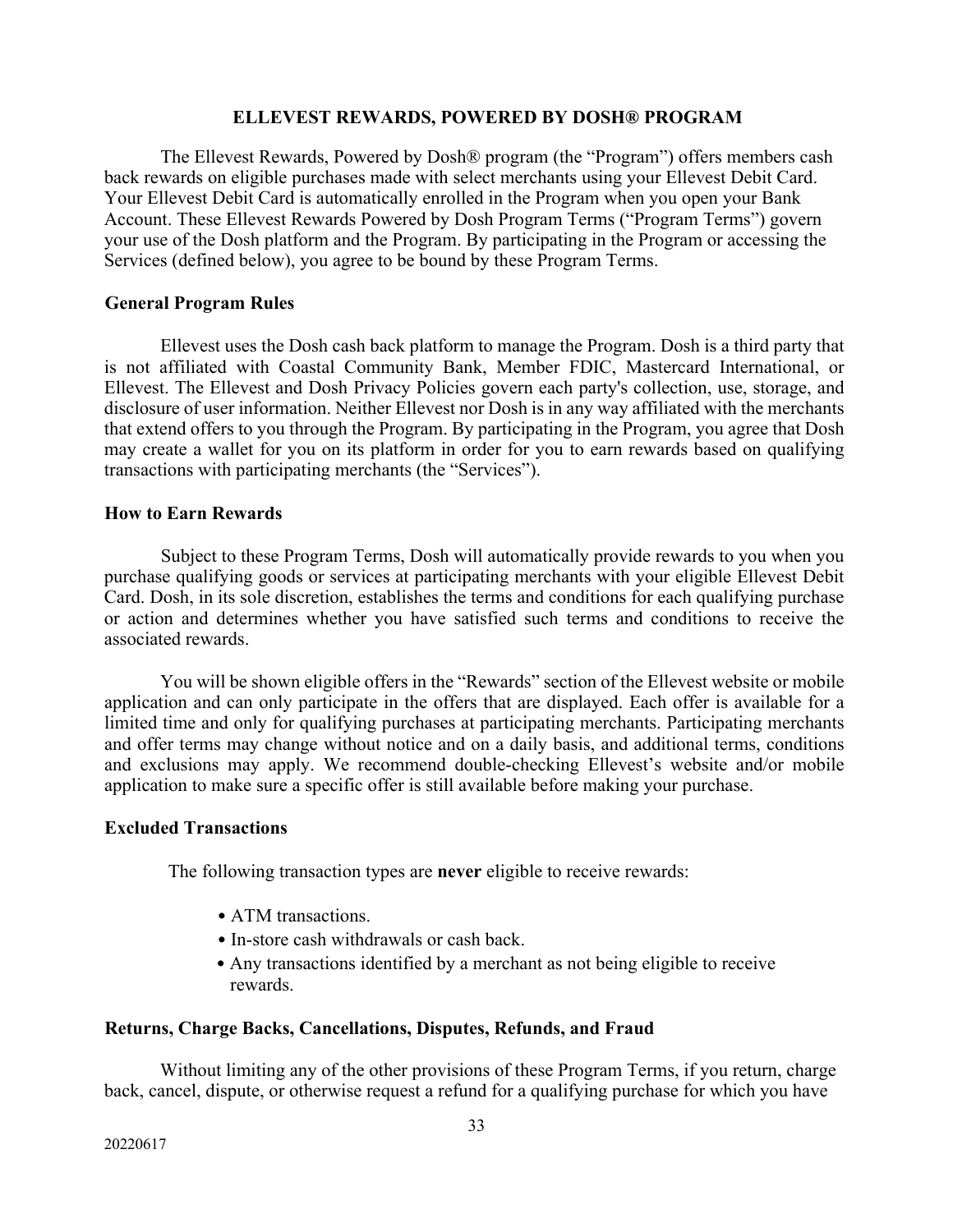# ELLEVEST REWARDS, POWERED BY DOSH® PROGRAM

The Ellevest Rewards, Powered by Dosh® program (the "Program") offers members cash back rewards on eligible purchases made with select merchants using your Ellevest Debit Card. Your Ellevest Debit Card is automatically enrolled in the Program when you open your Bank Account. These Ellevest Rewards Powered by Dosh Program Terms ("Program Terms") govern your use of the Dosh platform and the Program. By participating in the Program or accessing the Services (defined below), you agree to be bound by these Program Terms.

## General Program Rules

Ellevest uses the Dosh cash back platform to manage the Program. Dosh is a third party that is not affiliated with Coastal Community Bank, Member FDIC, Mastercard International, or Ellevest. The Ellevest and Dosh Privacy Policies govern each party's collection, use, storage, and disclosure of user information. Neither Ellevest nor Dosh is in any way affiliated with the merchants that extend offers to you through the Program. By participating in the Program, you agree that Dosh may create a wallet for you on its platform in order for you to earn rewards based on qualifying transactions with participating merchants (the "Services").

## How to Earn Rewards

Subject to these Program Terms, Dosh will automatically provide rewards to you when you purchase qualifying goods or services at participating merchants with your eligible Ellevest Debit Card. Dosh, in its sole discretion, establishes the terms and conditions for each qualifying purchase or action and determines whether you have satisfied such terms and conditions to receive the associated rewards.

You will be shown eligible offers in the "Rewards" section of the Ellevest website or mobile application and can only participate in the offers that are displayed. Each offer is available for a limited time and only for qualifying purchases at participating merchants. Participating merchants and offer terms may change without notice and on a daily basis, and additional terms, conditions and exclusions may apply. We recommend double-checking Ellevest's website and/or mobile application to make sure a specific offer is still available before making your purchase.

## Excluded Transactions

The following transaction types are **never** eligible to receive rewards:

- ATM transactions.
- In-store cash withdrawals or cash back.
- Any transactions identified by a merchant as not being eligible to receive rewards.

## Returns, Charge Backs, Cancellations, Disputes, Refunds, and Fraud

Without limiting any of the other provisions of these Program Terms, if you return, charge back, cancel, dispute, or otherwise request a refund for a qualifying purchase for which you have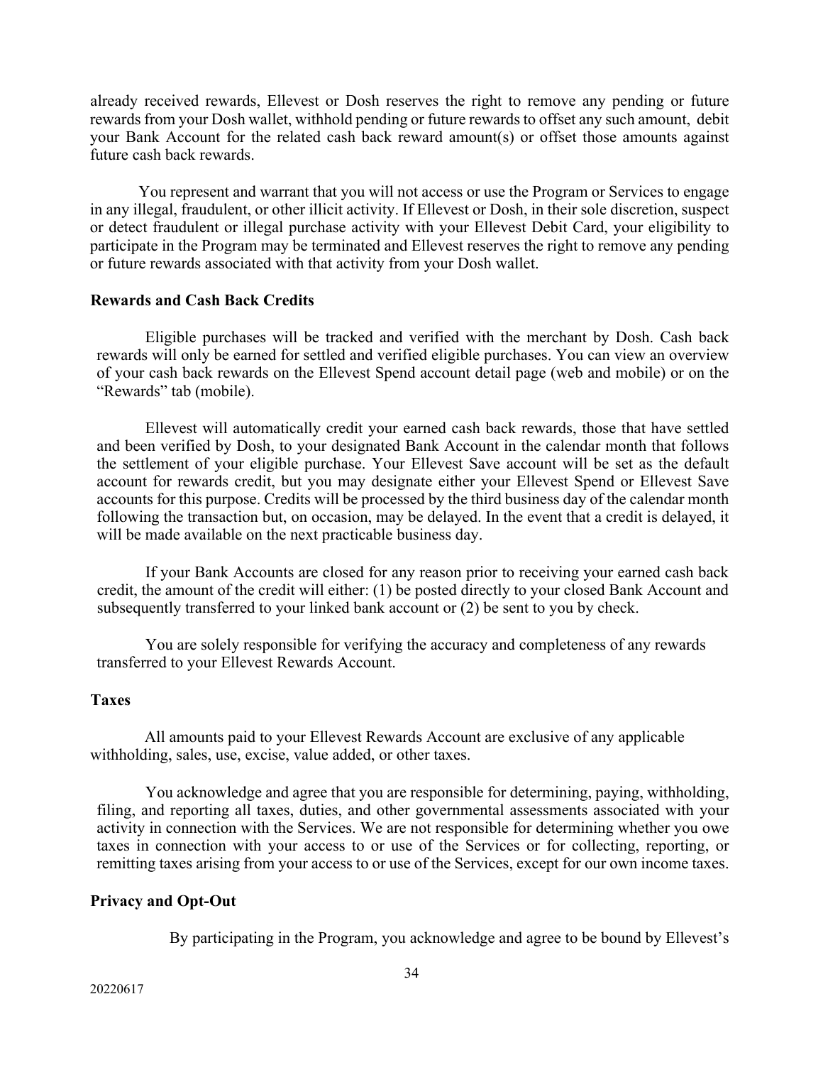already received rewards, Ellevest or Dosh reserves the right to remove any pending or future rewards from your Dosh wallet, withhold pending or future rewards to offset any such amount, debit your Bank Account for the related cash back reward amount(s) or offset those amounts against future cash back rewards.

You represent and warrant that you will not access or use the Program or Services to engage in any illegal, fraudulent, or other illicit activity. If Ellevest or Dosh, in their sole discretion, suspect or detect fraudulent or illegal purchase activity with your Ellevest Debit Card, your eligibility to participate in the Program may be terminated and Ellevest reserves the right to remove any pending or future rewards associated with that activity from your Dosh wallet.

**Rewards and Cash Back Credits**

Eligible purchases will be tracked and verified with the merchant by Dosh. Cash back rewards will only be earned for settled and verified eligible purchases. You can view an overview of your cash back rewards on the Ellevest Spend account detail page (web and mobile) or on the "Rewards" tab (mobile).

Ellevest will automatically credit your earned cash back rewards, those that have settled and been verified by Dosh, to your designated Bank Account in the calendar month that follows the settlement of your eligible purchase. Your Ellevest Save account will be set as the default account for rewards credit, but you may designate either your Ellevest Spend or Ellevest Save accounts for this purpose. Credits will be processed by the third business day of the calendar month following the transaction but, on occasion, may be delayed. In the event that a credit is delayed, it will be made available on the next practicable business day.

If your Bank Accounts are closed for any reason prior to receiving your earned cash back credit, the amount of the credit will either: (1) be posted directly to your closed Bank Account and subsequently transferred to your linked bank account or (2) be sent to you by check.

You are solely responsible for verifying the accuracy and completeness of any rewards transferred to your Ellevest Rewards Account.

**Taxes**

All amounts paid to your Ellevest Rewards Account are exclusive of any applicable withholding, sales, use, excise, value added, or other taxes.

You acknowledge and agree that you are responsible for determining, paying, withholding, filing, and reporting all taxes, duties, and other governmental assessments associated with your activity in connection with the Services. We are not responsible for determining whether you owe taxes in connection with your access to or use of the Services or for collecting, reporting, or remitting taxes arising from your access to or use of the Services, except for our own income taxes.

**Privacy and Opt-Out**

By participating in the Program, you acknowledge and agree to be bound by Ellevest's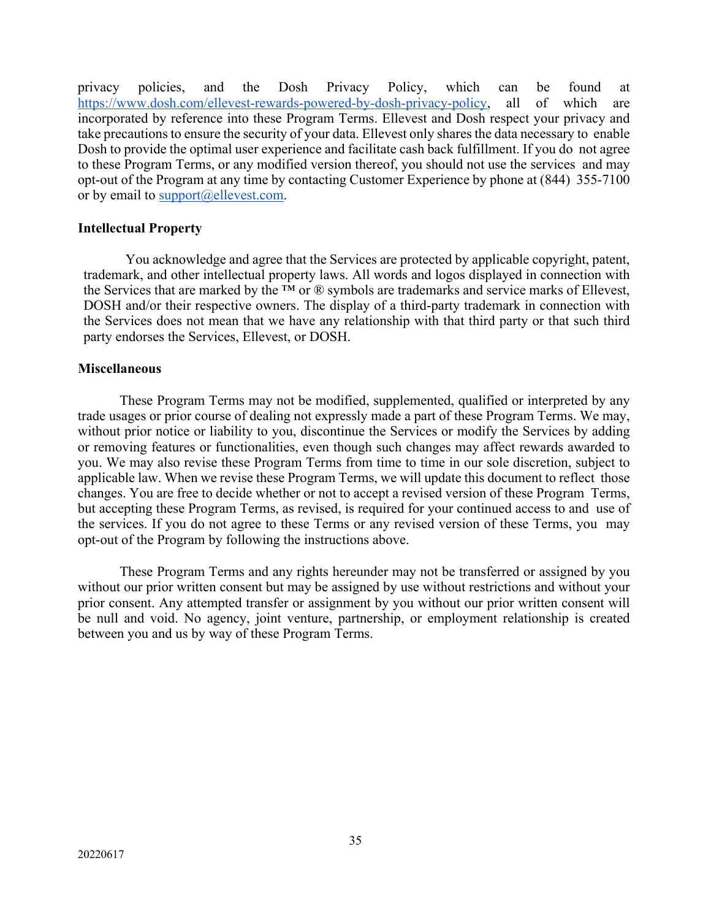privacy policies, and the Dosh Privacy Policy, which can be found at https://www.dosh.com/ellevest-rewards-powered-by-dosh-privacy-policy, all of which are incorporated by reference into these Program Terms. Ellevest and Dosh respect your privacy and take precautions to ensure the security of your data. Ellevest only shares the data necessary to enable Dosh to provide the optimal user experience and facilitate cash back fulfillment. If you do not agree to these Program Terms, or any modified version thereof, you should not use the services and may opt-out of the Program at any time by contacting Customer Experience by phone at (844) 355-7100 or by email to support@ellevest.com.

**Intellectual Property**

You acknowledge and agree that the Services are protected by applicable copyright, patent, trademark, and other intellectual property laws. All words and logos displayed in connection with the Services that are marked by the ™ or ® symbols are trademarks and service marks of Ellevest, DOSH and/or their respective owners. The display of a third-party trademark in connection with the Services does not mean that we have any relationship with that third party or that such third party endorses the Services, Ellevest, or DOSH.

**Miscellaneous**

These Program Terms may not be modified, supplemented, qualified or interpreted by any trade usages or prior course of dealing not expressly made a part of these Program Terms. We may, without prior notice or liability to you, discontinue the Services or modify the Services by adding or removing features or functionalities, even though such changes may affect rewards awarded to you. We may also revise these Program Terms from time to time in our sole discretion, subject to applicable law. When we revise these Program Terms, we will update this document to reflect those changes. You are free to decide whether or not to accept a revised version of these Program Terms, but accepting these Program Terms, as revised, is required for your continued access to and use of the services. If you do not agree to these Terms or any revised version of these Terms, you may opt-out of the Program by following the instructions above.

These Program Terms and any rights hereunder may not be transferred or assigned by you without our prior written consent but may be assigned by use without restrictions and without your prior consent. Any attempted transfer or assignment by you without our prior written consent will be null and void. No agency, joint venture, partnership, or employment relationship is created between you and us by way of these Program Terms.

20220617